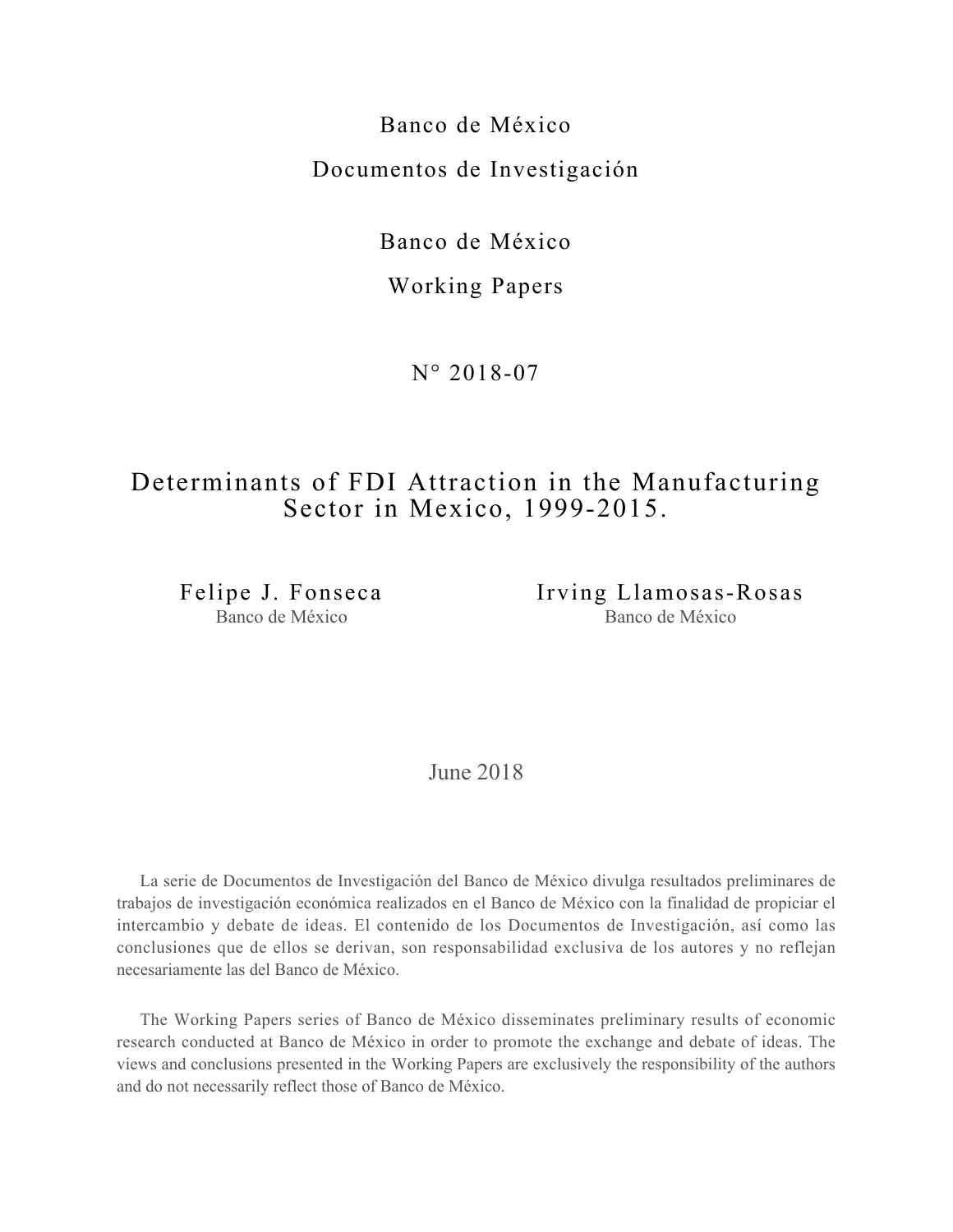Banco de México

Documentos de Investigación

Banco de México

Working Papers

N° 2018-07

# Determinants of FDI Attraction in the Manufacturing Sector in Mexico, 1999-2015.

Felipe J. Fonseca
Banco de México

Irving Llamosas-Rosas
Banco de México

June 2018

La serie de Documentos de Investigación del Banco de México divulga resultados preliminares de trabajos de investigación económica realizados en el Banco de México con la finalidad de propiciar el intercambio y debate de ideas. El contenido de los Documentos de Investigación, así como las conclusiones que de ellos se derivan, son responsabilidad exclusiva de los autores y no reflejan necesariamente las del Banco de México.

The Working Papers series of Banco de México disseminates preliminary results of economic research conducted at Banco de México in order to promote the exchange and debate of ideas. The views and conclusions presented in the Working Papers are exclusively the responsibility of the authors and do not necessarily reflect those of Banco de México.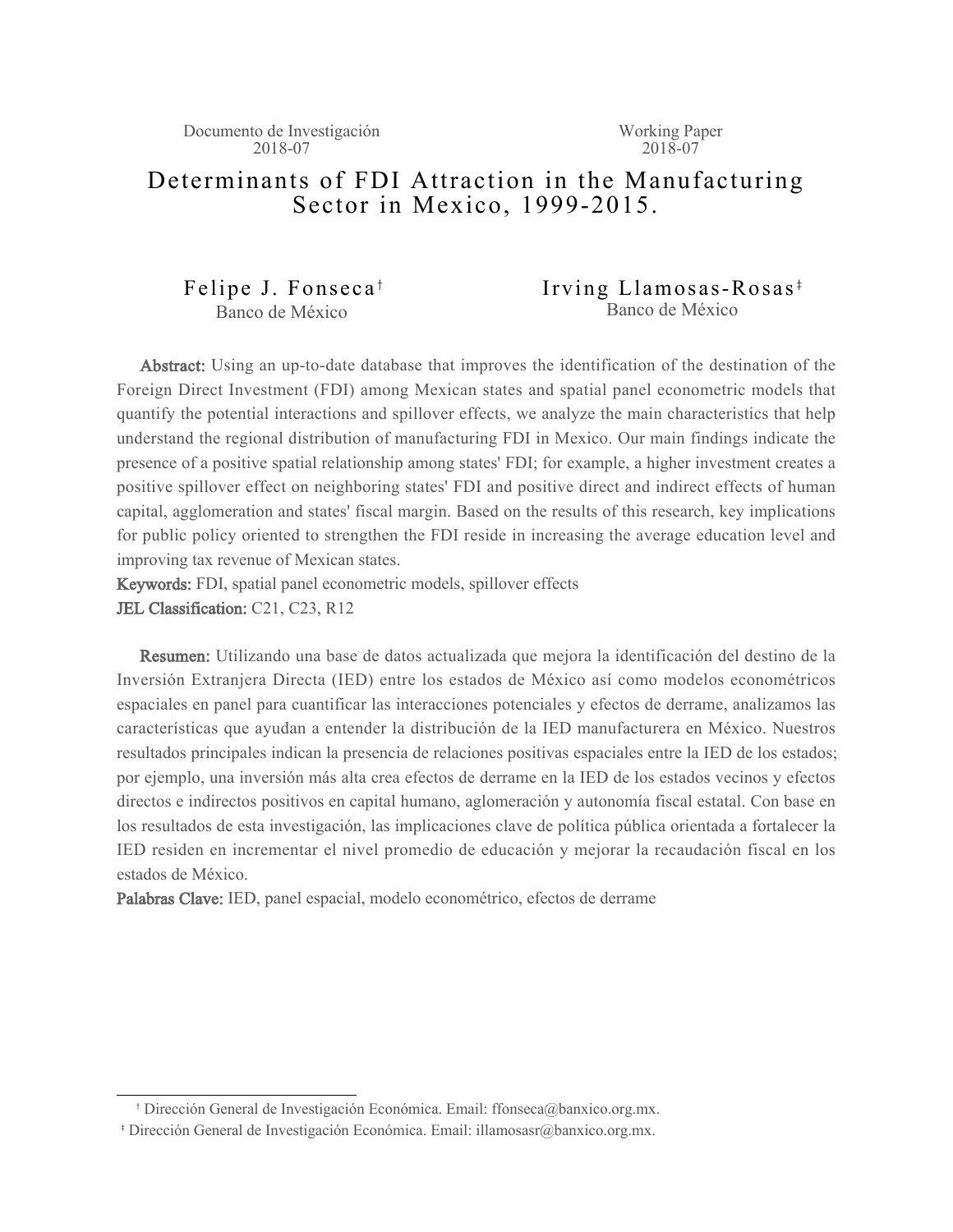Documento de Investigación 2018-07

Working Paper 2018-07

# Determinants of FDI Attraction in the Manufacturing Sector in Mexico, 1999-2015.

Felipe J. Fonseca[†]
Banco de México

Irving Llamosas-Rosas[‡]
Banco de México

**Abstract:** Using an up-to-date database that improves the identification of the destination of the Foreign Direct Investment (FDI) among Mexican states and spatial panel econometric models that quantify the potential interactions and spillover effects, we analyze the main characteristics that help understand the regional distribution of manufacturing FDI in Mexico. Our main findings indicate the presence of a positive spatial relationship among states' FDI; for example, a higher investment creates a positive spillover effect on neighboring states' FDI and positive direct and indirect effects of human capital, agglomeration and states' fiscal margin. Based on the results of this research, key implications for public policy oriented to strengthen the FDI reside in increasing the average education level and improving tax revenue of Mexican states.

**Keywords:** FDI, spatial panel econometric models, spillover effects

**JEL Classification:** C21, C23, R12

**Resumen:** Utilizando una base de datos actualizada que mejora la identificación del destino de la Inversión Extranjera Directa (IED) entre los estados de México así como modelos econométricos espaciales en panel para cuantificar las interacciones potenciales y efectos de derrame, analizamos las características que ayudan a entender la distribución de la IED manufacturera en México. Nuestros resultados principales indican la presencia de relaciones positivas espaciales entre la IED de los estados; por ejemplo, una inversión más alta crea efectos de derrame en la IED de los estados vecinos y efectos directos e indirectos positivos en capital humano, aglomeración y autonomía fiscal estatal. Con base en los resultados de esta investigación, las implicaciones clave de política pública orientada a fortalecer la IED residen en incrementar el nivel promedio de educación y mejorar la recaudación fiscal en los estados de México.

**Palabras Clave:** IED, panel espacial, modelo econométrico, efectos de derrame

---

[†] Dirección General de Investigación Económica. Email: ffonseca@banxico.org.mx.

[‡] Dirección General de Investigación Económica. Email: illamosasr@banxico.org.mx.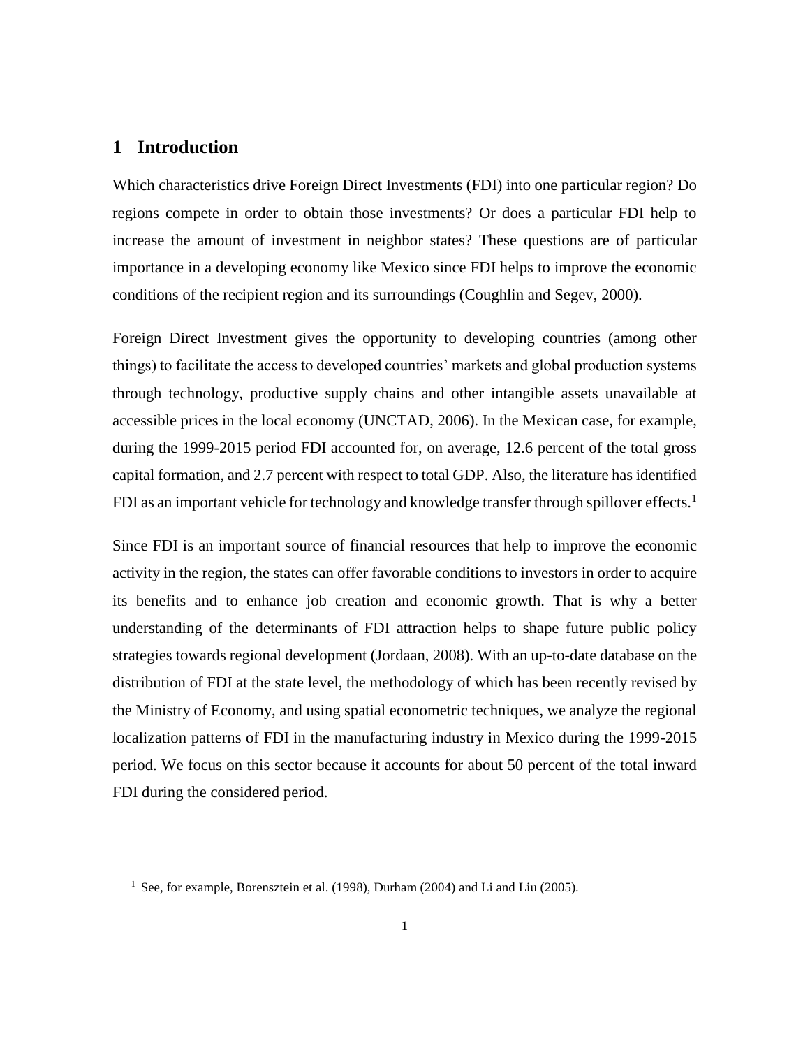# 1 Introduction

Which characteristics drive Foreign Direct Investments (FDI) into one particular region? Do regions compete in order to obtain those investments? Or does a particular FDI help to increase the amount of investment in neighbor states? These questions are of particular importance in a developing economy like Mexico since FDI helps to improve the economic conditions of the recipient region and its surroundings (Coughlin and Segev, 2000).

Foreign Direct Investment gives the opportunity to developing countries (among other things) to facilitate the access to developed countries' markets and global production systems through technology, productive supply chains and other intangible assets unavailable at accessible prices in the local economy (UNCTAD, 2006). In the Mexican case, for example, during the 1999-2015 period FDI accounted for, on average, 12.6 percent of the total gross capital formation, and 2.7 percent with respect to total GDP. Also, the literature has identified FDI as an important vehicle for technology and knowledge transfer through spillover effects.[1]

Since FDI is an important source of financial resources that help to improve the economic activity in the region, the states can offer favorable conditions to investors in order to acquire its benefits and to enhance job creation and economic growth. That is why a better understanding of the determinants of FDI attraction helps to shape future public policy strategies towards regional development (Jordaan, 2008). With an up-to-date database on the distribution of FDI at the state level, the methodology of which has been recently revised by the Ministry of Economy, and using spatial econometric techniques, we analyze the regional localization patterns of FDI in the manufacturing industry in Mexico during the 1999-2015 period. We focus on this sector because it accounts for about 50 percent of the total inward FDI during the considered period.

---

[1] See, for example, Borensztein et al. (1998), Durham (2004) and Li and Liu (2005).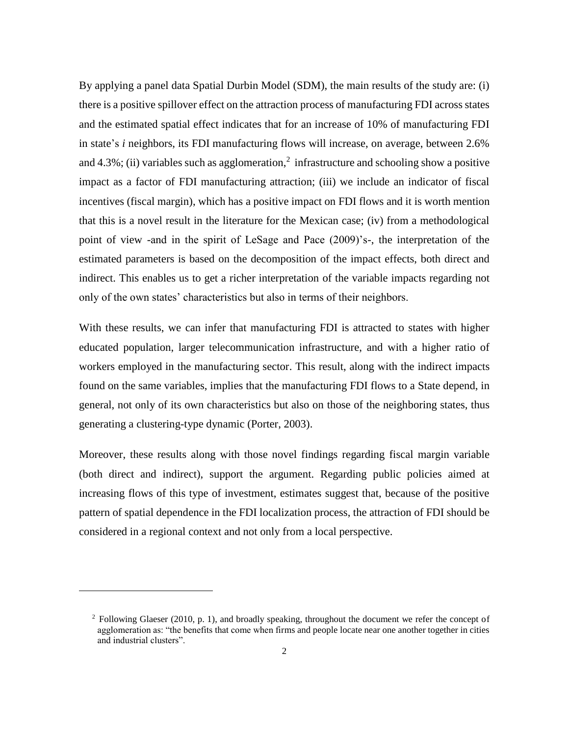By applying a panel data Spatial Durbin Model (SDM), the main results of the study are: (i) there is a positive spillover effect on the attraction process of manufacturing FDI across states and the estimated spatial effect indicates that for an increase of 10% of manufacturing FDI in state's *i* neighbors, its FDI manufacturing flows will increase, on average, between 2.6% and 4.3%; (ii) variables such as agglomeration,[2] infrastructure and schooling show a positive impact as a factor of FDI manufacturing attraction; (iii) we include an indicator of fiscal incentives (fiscal margin), which has a positive impact on FDI flows and it is worth mention that this is a novel result in the literature for the Mexican case; (iv) from a methodological point of view -and in the spirit of LeSage and Pace (2009)'s-, the interpretation of the estimated parameters is based on the decomposition of the impact effects, both direct and indirect. This enables us to get a richer interpretation of the variable impacts regarding not only of the own states' characteristics but also in terms of their neighbors.

With these results, we can infer that manufacturing FDI is attracted to states with higher educated population, larger telecommunication infrastructure, and with a higher ratio of workers employed in the manufacturing sector. This result, along with the indirect impacts found on the same variables, implies that the manufacturing FDI flows to a State depend, in general, not only of its own characteristics but also on those of the neighboring states, thus generating a clustering-type dynamic (Porter, 2003).

Moreover, these results along with those novel findings regarding fiscal margin variable (both direct and indirect), support the argument. Regarding public policies aimed at increasing flows of this type of investment, estimates suggest that, because of the positive pattern of spatial dependence in the FDI localization process, the attraction of FDI should be considered in a regional context and not only from a local perspective.

---

[2] Following Glaeser (2010, p. 1), and broadly speaking, throughout the document we refer the concept of agglomeration as: "the benefits that come when firms and people locate near one another together in cities and industrial clusters".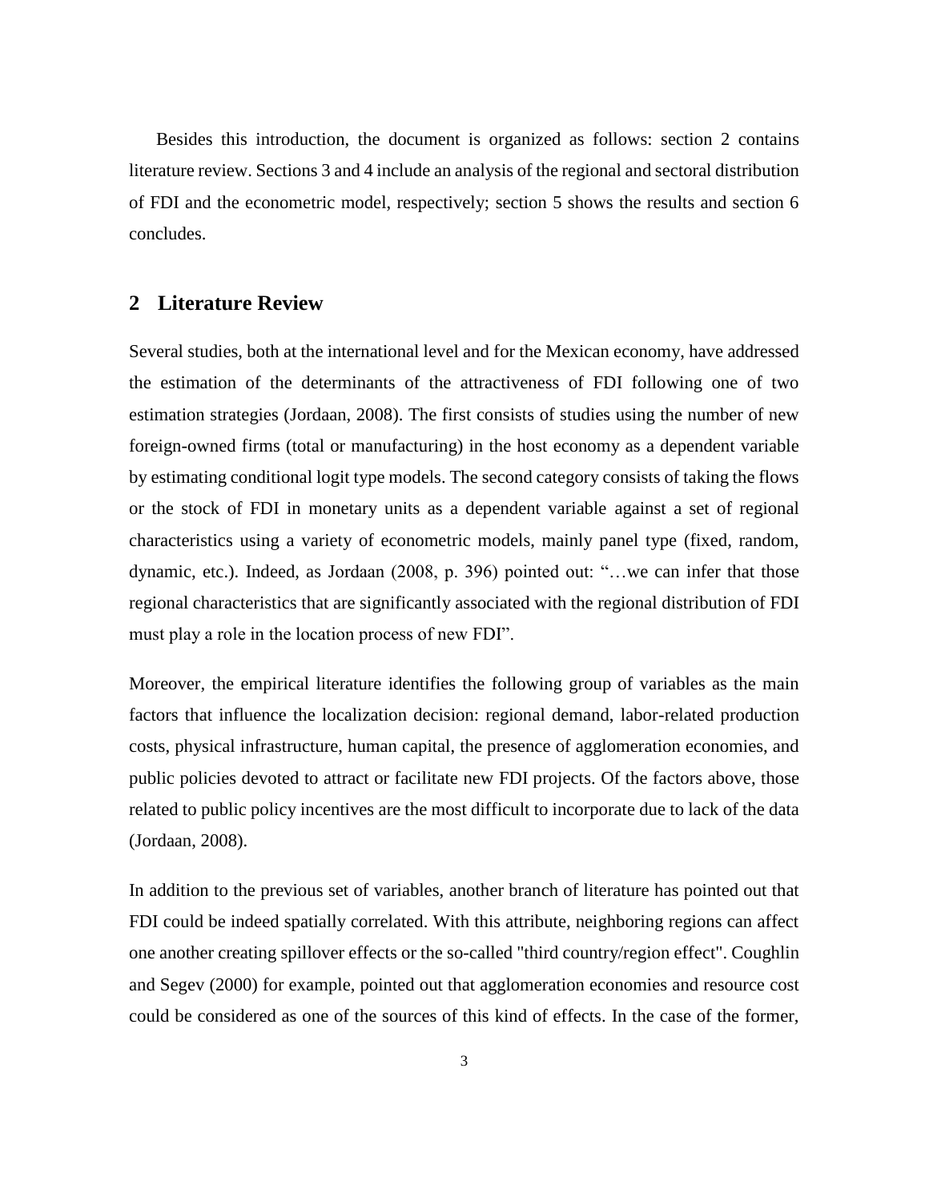Besides this introduction, the document is organized as follows: section 2 contains literature review. Sections 3 and 4 include an analysis of the regional and sectoral distribution of FDI and the econometric model, respectively; section 5 shows the results and section 6 concludes.

## 2 Literature Review

Several studies, both at the international level and for the Mexican economy, have addressed the estimation of the determinants of the attractiveness of FDI following one of two estimation strategies (Jordaan, 2008). The first consists of studies using the number of new foreign-owned firms (total or manufacturing) in the host economy as a dependent variable by estimating conditional logit type models. The second category consists of taking the flows or the stock of FDI in monetary units as a dependent variable against a set of regional characteristics using a variety of econometric models, mainly panel type (fixed, random, dynamic, etc.). Indeed, as Jordaan (2008, p. 396) pointed out: "…we can infer that those regional characteristics that are significantly associated with the regional distribution of FDI must play a role in the location process of new FDI".

Moreover, the empirical literature identifies the following group of variables as the main factors that influence the localization decision: regional demand, labor-related production costs, physical infrastructure, human capital, the presence of agglomeration economies, and public policies devoted to attract or facilitate new FDI projects. Of the factors above, those related to public policy incentives are the most difficult to incorporate due to lack of the data (Jordaan, 2008).

In addition to the previous set of variables, another branch of literature has pointed out that FDI could be indeed spatially correlated. With this attribute, neighboring regions can affect one another creating spillover effects or the so-called "third country/region effect". Coughlin and Segev (2000) for example, pointed out that agglomeration economies and resource cost could be considered as one of the sources of this kind of effects. In the case of the former,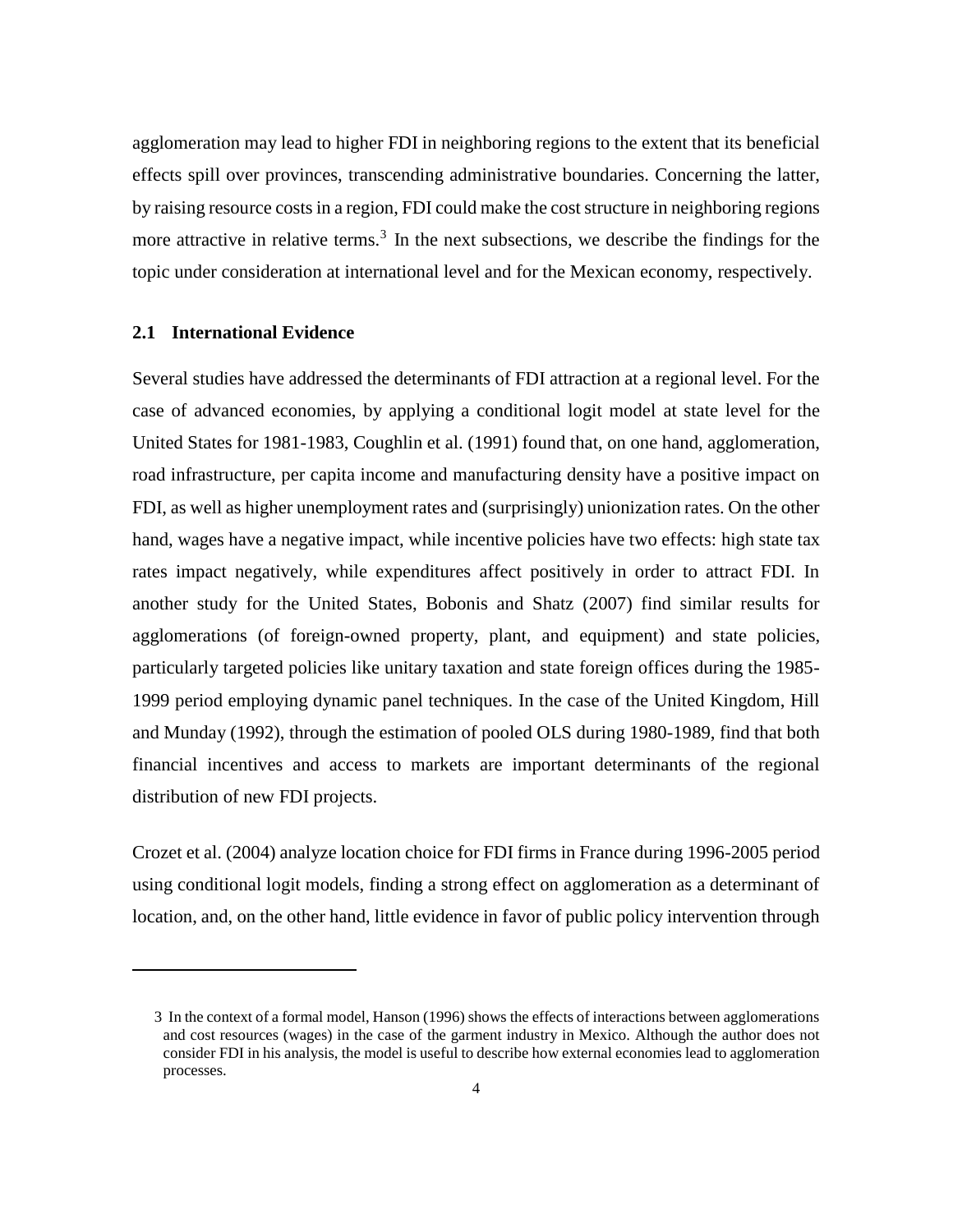agglomeration may lead to higher FDI in neighboring regions to the extent that its beneficial effects spill over provinces, transcending administrative boundaries. Concerning the latter, by raising resource costs in a region, FDI could make the cost structure in neighboring regions more attractive in relative terms.[3] In the next subsections, we describe the findings for the topic under consideration at international level and for the Mexican economy, respectively.

### 2.1 International Evidence

Several studies have addressed the determinants of FDI attraction at a regional level. For the case of advanced economies, by applying a conditional logit model at state level for the United States for 1981-1983, Coughlin et al. (1991) found that, on one hand, agglomeration, road infrastructure, per capita income and manufacturing density have a positive impact on FDI, as well as higher unemployment rates and (surprisingly) unionization rates. On the other hand, wages have a negative impact, while incentive policies have two effects: high state tax rates impact negatively, while expenditures affect positively in order to attract FDI. In another study for the United States, Bobonis and Shatz (2007) find similar results for agglomerations (of foreign-owned property, plant, and equipment) and state policies, particularly targeted policies like unitary taxation and state foreign offices during the 1985-1999 period employing dynamic panel techniques. In the case of the United Kingdom, Hill and Munday (1992), through the estimation of pooled OLS during 1980-1989, find that both financial incentives and access to markets are important determinants of the regional distribution of new FDI projects.

Crozet et al. (2004) analyze location choice for FDI firms in France during 1996-2005 period using conditional logit models, finding a strong effect on agglomeration as a determinant of location, and, on the other hand, little evidence in favor of public policy intervention through

---

3 In the context of a formal model, Hanson (1996) shows the effects of interactions between agglomerations and cost resources (wages) in the case of the garment industry in Mexico. Although the author does not consider FDI in his analysis, the model is useful to describe how external economies lead to agglomeration processes.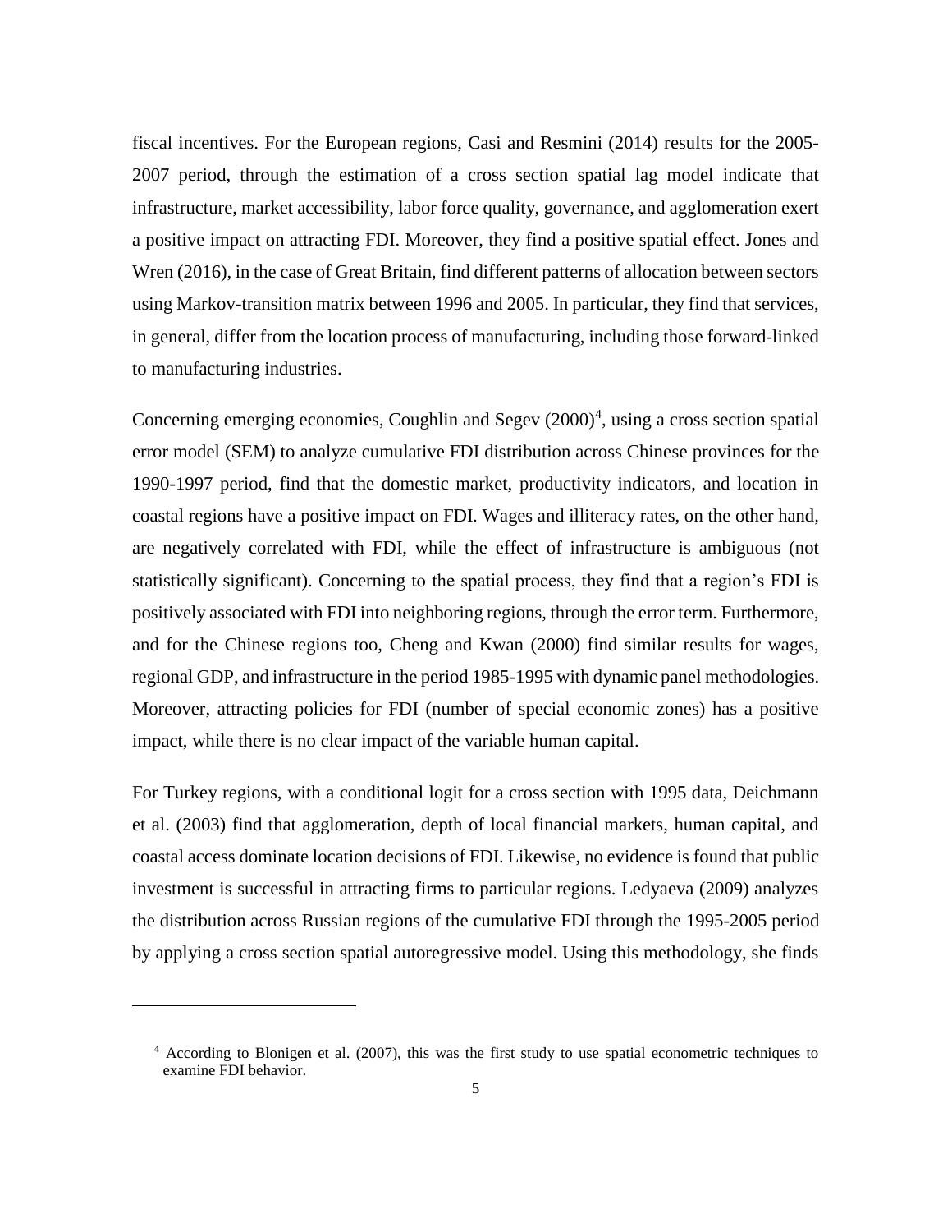fiscal incentives. For the European regions, Casi and Resmini (2014) results for the 2005-2007 period, through the estimation of a cross section spatial lag model indicate that infrastructure, market accessibility, labor force quality, governance, and agglomeration exert a positive impact on attracting FDI. Moreover, they find a positive spatial effect. Jones and Wren (2016), in the case of Great Britain, find different patterns of allocation between sectors using Markov-transition matrix between 1996 and 2005. In particular, they find that services, in general, differ from the location process of manufacturing, including those forward-linked to manufacturing industries.

Concerning emerging economies, Coughlin and Segev (2000)[4], using a cross section spatial error model (SEM) to analyze cumulative FDI distribution across Chinese provinces for the 1990-1997 period, find that the domestic market, productivity indicators, and location in coastal regions have a positive impact on FDI. Wages and illiteracy rates, on the other hand, are negatively correlated with FDI, while the effect of infrastructure is ambiguous (not statistically significant). Concerning to the spatial process, they find that a region's FDI is positively associated with FDI into neighboring regions, through the error term. Furthermore, and for the Chinese regions too, Cheng and Kwan (2000) find similar results for wages, regional GDP, and infrastructure in the period 1985-1995 with dynamic panel methodologies. Moreover, attracting policies for FDI (number of special economic zones) has a positive impact, while there is no clear impact of the variable human capital.

For Turkey regions, with a conditional logit for a cross section with 1995 data, Deichmann et al. (2003) find that agglomeration, depth of local financial markets, human capital, and coastal access dominate location decisions of FDI. Likewise, no evidence is found that public investment is successful in attracting firms to particular regions. Ledyaeva (2009) analyzes the distribution across Russian regions of the cumulative FDI through the 1995-2005 period by applying a cross section spatial autoregressive model. Using this methodology, she finds

[4] According to Blonigen et al. (2007), this was the first study to use spatial econometric techniques to examine FDI behavior.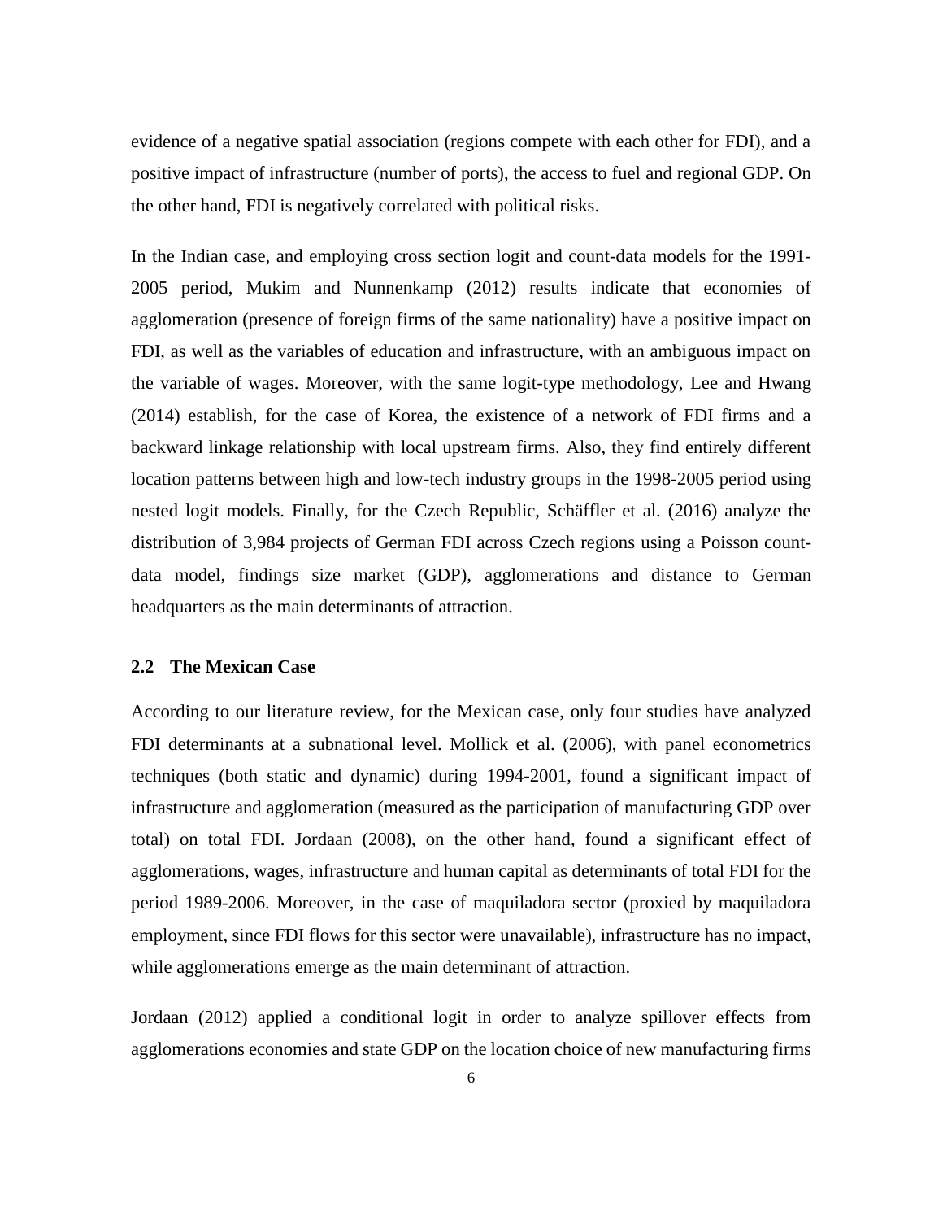evidence of a negative spatial association (regions compete with each other for FDI), and a positive impact of infrastructure (number of ports), the access to fuel and regional GDP. On the other hand, FDI is negatively correlated with political risks.

In the Indian case, and employing cross section logit and count-data models for the 1991-2005 period, Mukim and Nunnenkamp (2012) results indicate that economies of agglomeration (presence of foreign firms of the same nationality) have a positive impact on FDI, as well as the variables of education and infrastructure, with an ambiguous impact on the variable of wages. Moreover, with the same logit-type methodology, Lee and Hwang (2014) establish, for the case of Korea, the existence of a network of FDI firms and a backward linkage relationship with local upstream firms. Also, they find entirely different location patterns between high and low-tech industry groups in the 1998-2005 period using nested logit models. Finally, for the Czech Republic, Schäffler et al. (2016) analyze the distribution of 3,984 projects of German FDI across Czech regions using a Poisson count-data model, findings size market (GDP), agglomerations and distance to German headquarters as the main determinants of attraction.

## 2.2 The Mexican Case

According to our literature review, for the Mexican case, only four studies have analyzed FDI determinants at a subnational level. Mollick et al. (2006), with panel econometrics techniques (both static and dynamic) during 1994-2001, found a significant impact of infrastructure and agglomeration (measured as the participation of manufacturing GDP over total) on total FDI. Jordaan (2008), on the other hand, found a significant effect of agglomerations, wages, infrastructure and human capital as determinants of total FDI for the period 1989-2006. Moreover, in the case of maquiladora sector (proxied by maquiladora employment, since FDI flows for this sector were unavailable), infrastructure has no impact, while agglomerations emerge as the main determinant of attraction.

Jordaan (2012) applied a conditional logit in order to analyze spillover effects from agglomerations economies and state GDP on the location choice of new manufacturing firms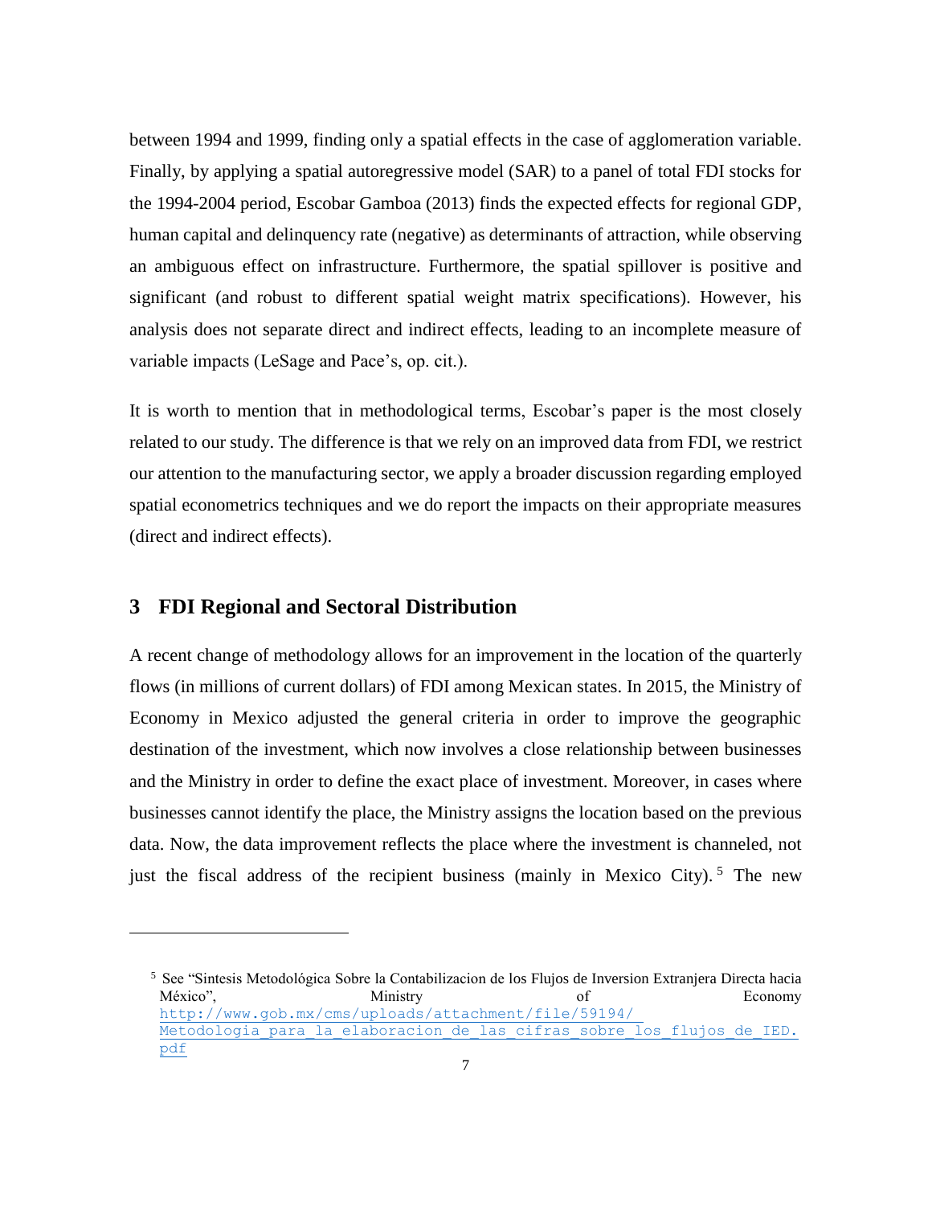between 1994 and 1999, finding only a spatial effects in the case of agglomeration variable. Finally, by applying a spatial autoregressive model (SAR) to a panel of total FDI stocks for the 1994-2004 period, Escobar Gamboa (2013) finds the expected effects for regional GDP, human capital and delinquency rate (negative) as determinants of attraction, while observing an ambiguous effect on infrastructure. Furthermore, the spatial spillover is positive and significant (and robust to different spatial weight matrix specifications). However, his analysis does not separate direct and indirect effects, leading to an incomplete measure of variable impacts (LeSage and Pace's, op. cit.).

It is worth to mention that in methodological terms, Escobar's paper is the most closely related to our study. The difference is that we rely on an improved data from FDI, we restrict our attention to the manufacturing sector, we apply a broader discussion regarding employed spatial econometrics techniques and we do report the impacts on their appropriate measures (direct and indirect effects).

## 3 FDI Regional and Sectoral Distribution

A recent change of methodology allows for an improvement in the location of the quarterly flows (in millions of current dollars) of FDI among Mexican states. In 2015, the Ministry of Economy in Mexico adjusted the general criteria in order to improve the geographic destination of the investment, which now involves a close relationship between businesses and the Ministry in order to define the exact place of investment. Moreover, in cases where businesses cannot identify the place, the Ministry assigns the location based on the previous data. Now, the data improvement reflects the place where the investment is channeled, not just the fiscal address of the recipient business (mainly in Mexico City).[5] The new

---

[5] See "Sintesis Metodológica Sobre la Contabilizacion de los Flujos de Inversion Extranjera Directa hacia México", Ministry of Economy http://www.gob.mx/cms/uploads/attachment/file/59194/Metodologia_para_la_elaboracion_de_las_cifras_sobre_los_flujos_de_IED.pdf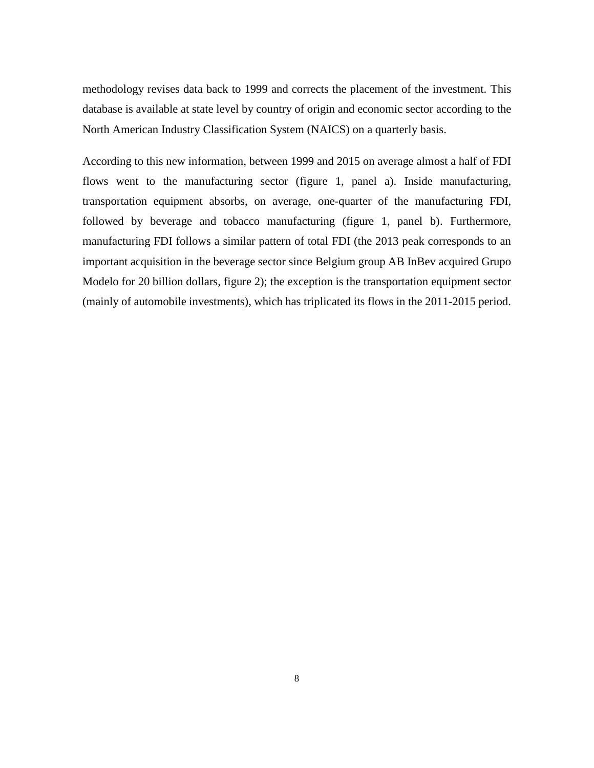methodology revises data back to 1999 and corrects the placement of the investment. This database is available at state level by country of origin and economic sector according to the North American Industry Classification System (NAICS) on a quarterly basis.

According to this new information, between 1999 and 2015 on average almost a half of FDI flows went to the manufacturing sector (figure 1, panel a). Inside manufacturing, transportation equipment absorbs, on average, one-quarter of the manufacturing FDI, followed by beverage and tobacco manufacturing (figure 1, panel b). Furthermore, manufacturing FDI follows a similar pattern of total FDI (the 2013 peak corresponds to an important acquisition in the beverage sector since Belgium group AB InBev acquired Grupo Modelo for 20 billion dollars, figure 2); the exception is the transportation equipment sector (mainly of automobile investments), which has triplicated its flows in the 2011-2015 period.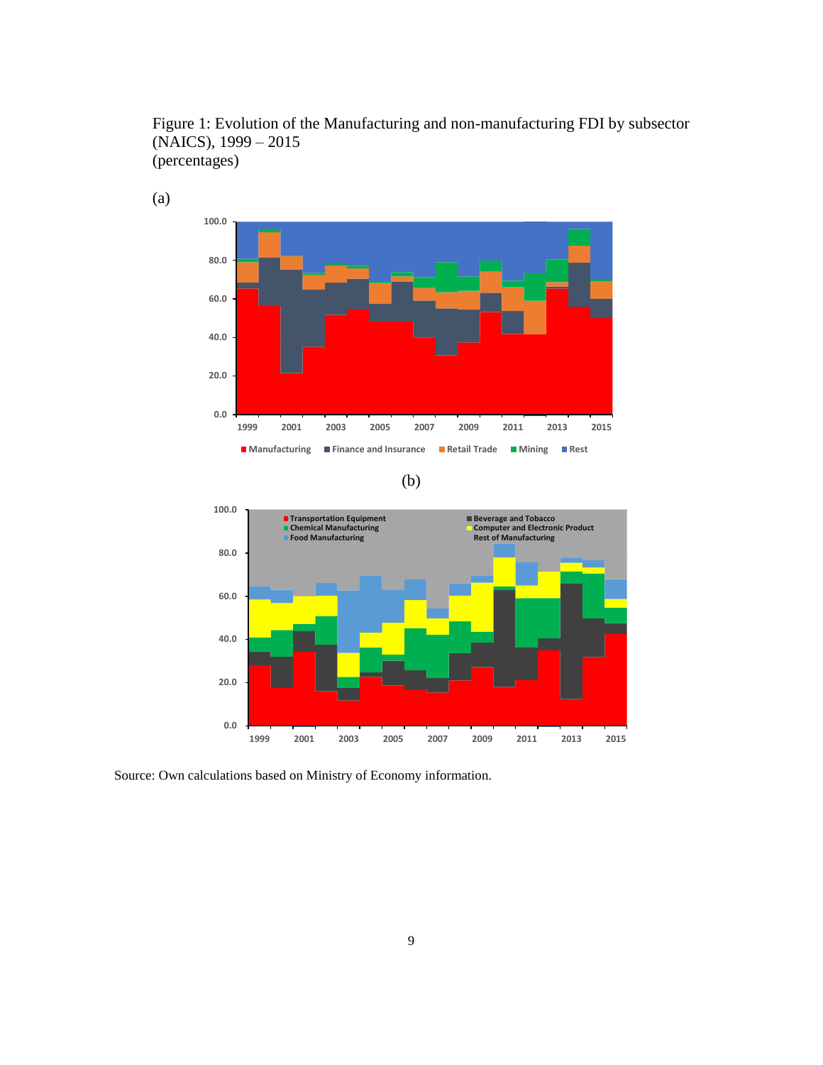Figure 1: Evolution of the Manufacturing and non-manufacturing FDI by subsector (NAICS), 1999 – 2015
(percentages)

(a)

(b)

Source: Own calculations based on Ministry of Economy information.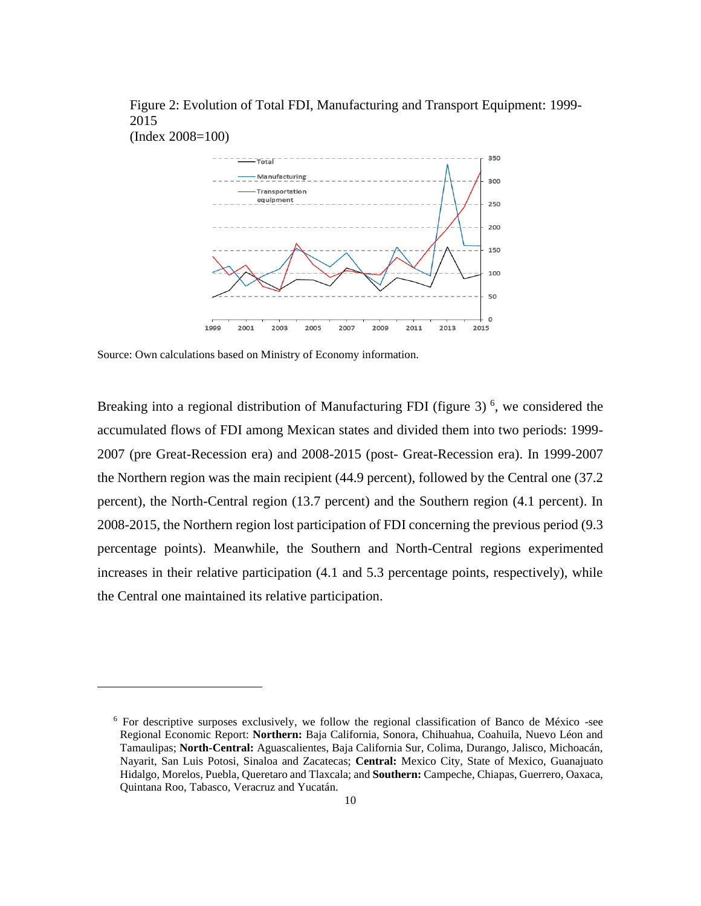Figure 2: Evolution of Total FDI, Manufacturing and Transport Equipment: 1999-2015
(Index 2008=100)

Source: Own calculations based on Ministry of Economy information.

Breaking into a regional distribution of Manufacturing FDI (figure 3) [6], we considered the accumulated flows of FDI among Mexican states and divided them into two periods: 1999-2007 (pre Great-Recession era) and 2008-2015 (post- Great-Recession era). In 1999-2007 the Northern region was the main recipient (44.9 percent), followed by the Central one (37.2 percent), the North-Central region (13.7 percent) and the Southern region (4.1 percent). In 2008-2015, the Northern region lost participation of FDI concerning the previous period (9.3 percentage points). Meanwhile, the Southern and North-Central regions experimented increases in their relative participation (4.1 and 5.3 percentage points, respectively), while the Central one maintained its relative participation.

[6] For descriptive surposes exclusively, we follow the regional classification of Banco de México -see Regional Economic Report: **Northern:** Baja California, Sonora, Chihuahua, Coahuila, Nuevo Léon and Tamaulipas; **North-Central:** Aguascalientes, Baja California Sur, Colima, Durango, Jalisco, Michoacán, Nayarit, San Luis Potosi, Sinaloa and Zacatecas; **Central:** Mexico City, State of Mexico, Guanajuato Hidalgo, Morelos, Puebla, Queretaro and Tlaxcala; and **Southern:** Campeche, Chiapas, Guerrero, Oaxaca, Quintana Roo, Tabasco, Veracruz and Yucatán.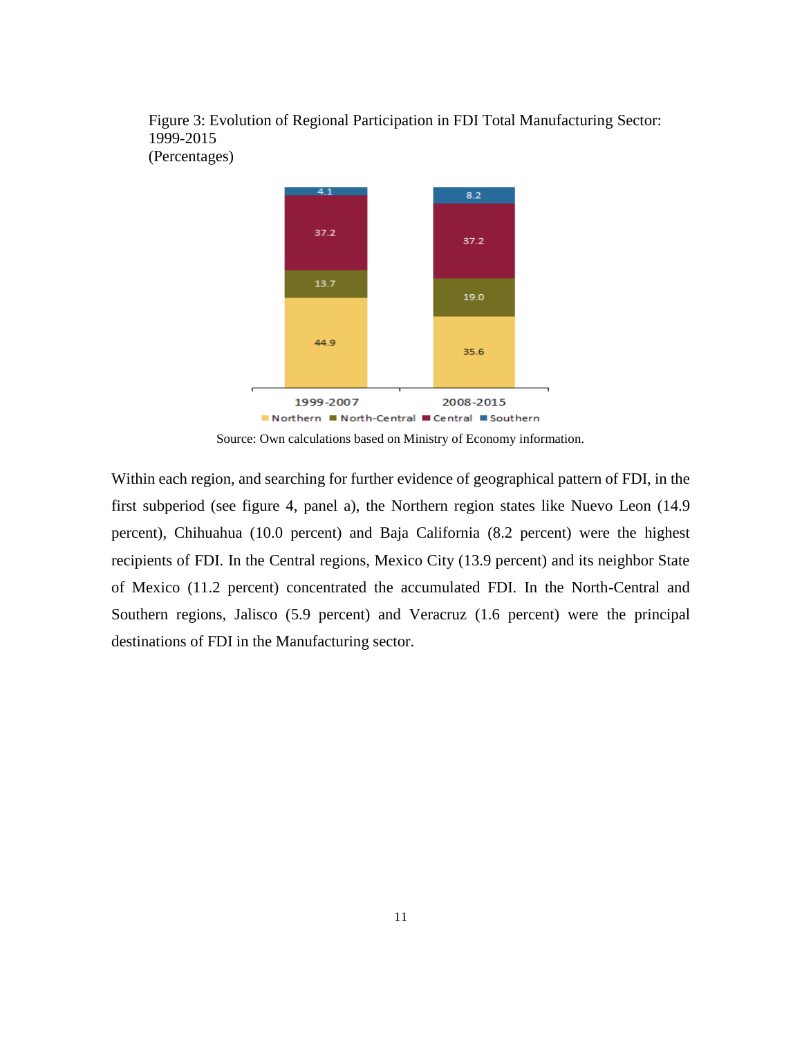Figure 3: Evolution of Regional Participation in FDI Total Manufacturing Sector: 1999-2015
(Percentages)

| | 1999-2007 | 2008-2015 |
|---|---|---|
| Southern | 4.1 | 8.2 |
| Central | 37.2 | 37.2 |
| North-Central | 13.7 | 19.0 |
| Northern | 44.9 | 35.6 |

Source: Own calculations based on Ministry of Economy information.

Within each region, and searching for further evidence of geographical pattern of FDI, in the first subperiod (see figure 4, panel a), the Northern region states like Nuevo Leon (14.9 percent), Chihuahua (10.0 percent) and Baja California (8.2 percent) were the highest recipients of FDI. In the Central regions, Mexico City (13.9 percent) and its neighbor State of Mexico (11.2 percent) concentrated the accumulated FDI. In the North-Central and Southern regions, Jalisco (5.9 percent) and Veracruz (1.6 percent) were the principal destinations of FDI in the Manufacturing sector.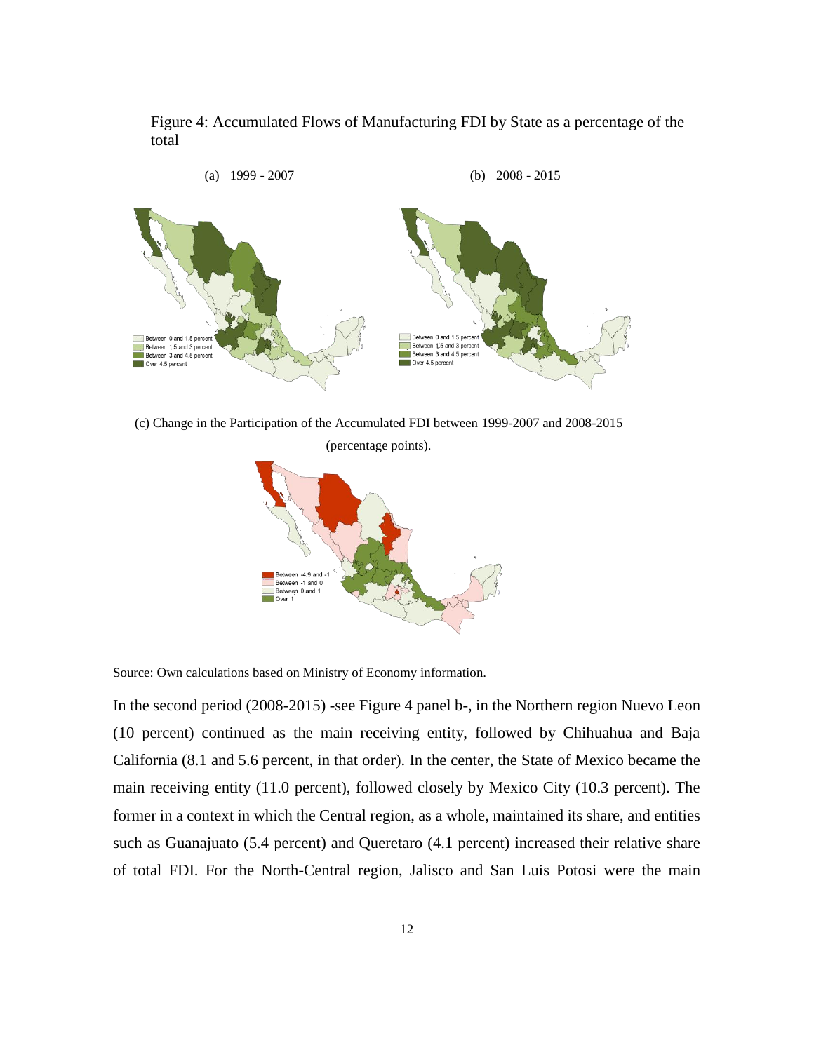Figure 4: Accumulated Flows of Manufacturing FDI by State as a percentage of the total

(a) 1999 - 2007

(b) 2008 - 2015

Between 0 and 1.5 percent
Between 1.5 and 3 percent
Between 3 and 4.5 percent
Over 4.5 percent

(c) Change in the Participation of the Accumulated FDI between 1999-2007 and 2008-2015 (percentage points).

Between -4.9 and -1
Between -1 and 0
Between 0 and 1
Over 1

Source: Own calculations based on Ministry of Economy information.

In the second period (2008-2015) -see Figure 4 panel b-, in the Northern region Nuevo Leon (10 percent) continued as the main receiving entity, followed by Chihuahua and Baja California (8.1 and 5.6 percent, in that order). In the center, the State of Mexico became the main receiving entity (11.0 percent), followed closely by Mexico City (10.3 percent). The former in a context in which the Central region, as a whole, maintained its share, and entities such as Guanajuato (5.4 percent) and Queretaro (4.1 percent) increased their relative share of total FDI. For the North-Central region, Jalisco and San Luis Potosi were the main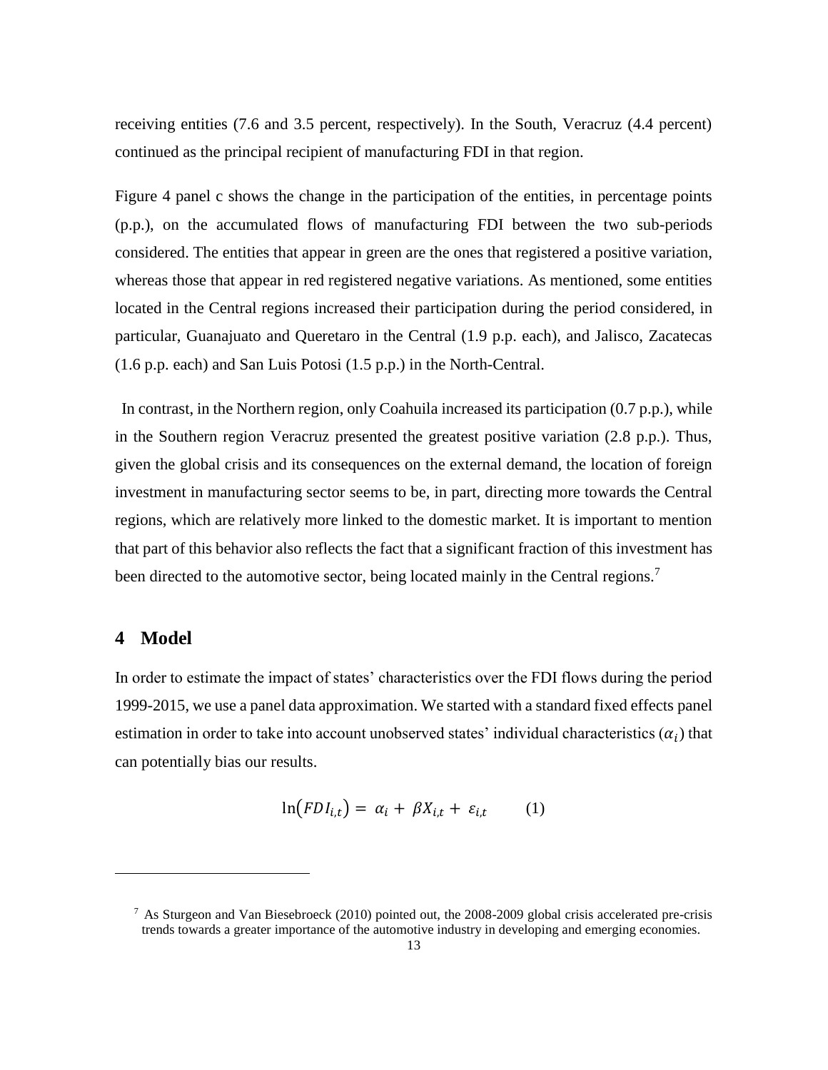receiving entities (7.6 and 3.5 percent, respectively). In the South, Veracruz (4.4 percent) continued as the principal recipient of manufacturing FDI in that region.

Figure 4 panel c shows the change in the participation of the entities, in percentage points (p.p.), on the accumulated flows of manufacturing FDI between the two sub-periods considered. The entities that appear in green are the ones that registered a positive variation, whereas those that appear in red registered negative variations. As mentioned, some entities located in the Central regions increased their participation during the period considered, in particular, Guanajuato and Queretaro in the Central (1.9 p.p. each), and Jalisco, Zacatecas (1.6 p.p. each) and San Luis Potosi (1.5 p.p.) in the North-Central.

In contrast, in the Northern region, only Coahuila increased its participation (0.7 p.p.), while in the Southern region Veracruz presented the greatest positive variation (2.8 p.p.). Thus, given the global crisis and its consequences on the external demand, the location of foreign investment in manufacturing sector seems to be, in part, directing more towards the Central regions, which are relatively more linked to the domestic market. It is important to mention that part of this behavior also reflects the fact that a significant fraction of this investment has been directed to the automotive sector, being located mainly in the Central regions.[7]

## 4 Model

In order to estimate the impact of states' characteristics over the FDI flows during the period 1999-2015, we use a panel data approximation. We started with a standard fixed effects panel estimation in order to take into account unobserved states' individual characteristics ($\alpha_i$) that can potentially bias our results.

$$\ln(FDI_{i,t}) = \alpha_i + \beta X_{i,t} + \varepsilon_{i,t} \qquad (1)$$

[7] As Sturgeon and Van Biesebroeck (2010) pointed out, the 2008-2009 global crisis accelerated pre-crisis trends towards a greater importance of the automotive industry in developing and emerging economies.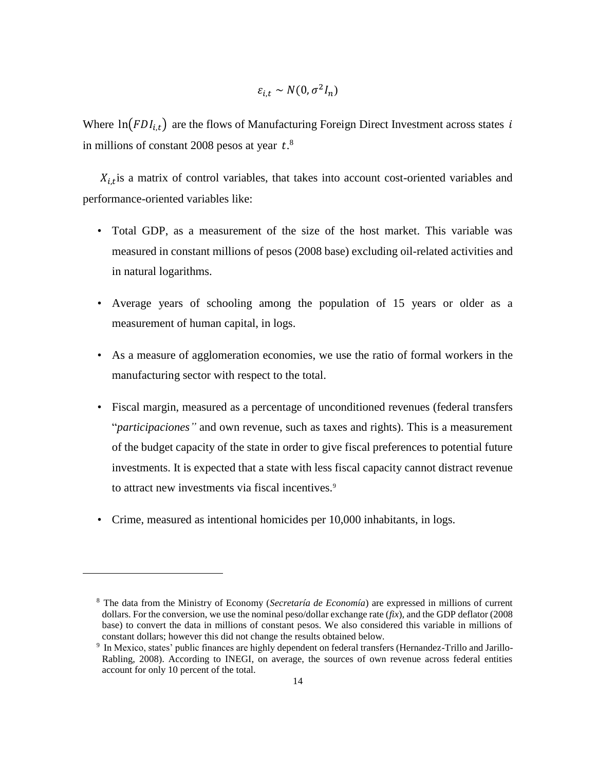$$\varepsilon_{i,t} \sim N(0, \sigma^2 I_n)$$

Where $\ln(FDI_{i,t})$ are the flows of Manufacturing Foreign Direct Investment across states $i$ in millions of constant 2008 pesos at year $t$.[8]

$X_{i,t}$ is a matrix of control variables, that takes into account cost-oriented variables and performance-oriented variables like:

- Total GDP, as a measurement of the size of the host market. This variable was measured in constant millions of pesos (2008 base) excluding oil-related activities and in natural logarithms.
- Average years of schooling among the population of 15 years or older as a measurement of human capital, in logs.
- As a measure of agglomeration economies, we use the ratio of formal workers in the manufacturing sector with respect to the total.
- Fiscal margin, measured as a percentage of unconditioned revenues (federal transfers "*participaciones"* and own revenue, such as taxes and rights). This is a measurement of the budget capacity of the state in order to give fiscal preferences to potential future investments. It is expected that a state with less fiscal capacity cannot distract revenue to attract new investments via fiscal incentives.[9]
- Crime, measured as intentional homicides per 10,000 inhabitants, in logs.

---

[8] The data from the Ministry of Economy (*Secretaría de Economía*) are expressed in millions of current dollars. For the conversion, we use the nominal peso/dollar exchange rate (*fix*), and the GDP deflator (2008 base) to convert the data in millions of constant pesos. We also considered this variable in millions of constant dollars; however this did not change the results obtained below.

[9] In Mexico, states' public finances are highly dependent on federal transfers (Hernandez-Trillo and Jarillo-Rabling, 2008). According to INEGI, on average, the sources of own revenue across federal entities account for only 10 percent of the total.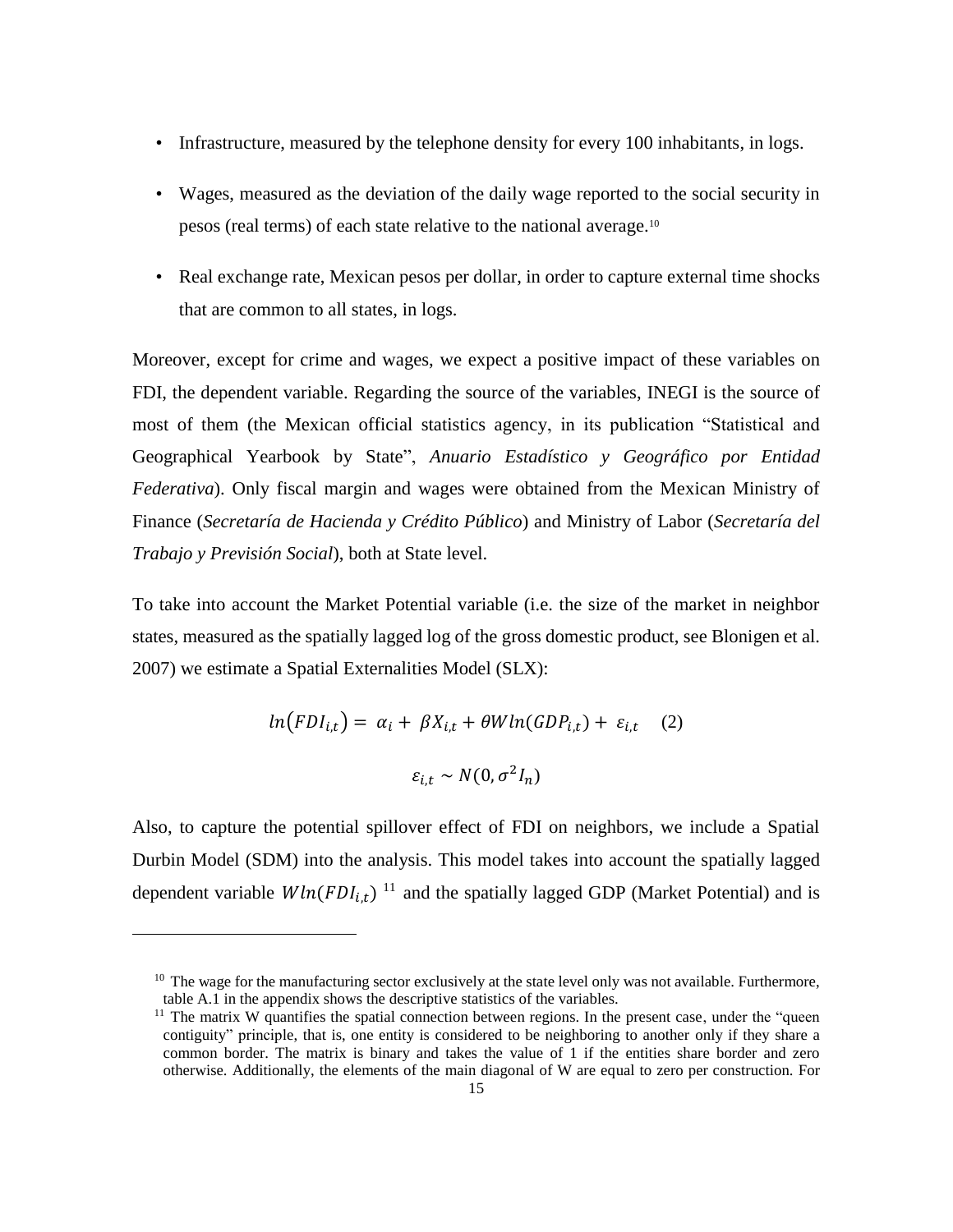- Infrastructure, measured by the telephone density for every 100 inhabitants, in logs.
- Wages, measured as the deviation of the daily wage reported to the social security in pesos (real terms) of each state relative to the national average.[10]
- Real exchange rate, Mexican pesos per dollar, in order to capture external time shocks that are common to all states, in logs.

Moreover, except for crime and wages, we expect a positive impact of these variables on FDI, the dependent variable. Regarding the source of the variables, INEGI is the source of most of them (the Mexican official statistics agency, in its publication "Statistical and Geographical Yearbook by State", *Anuario Estadístico y Geográfico por Entidad Federativa*). Only fiscal margin and wages were obtained from the Mexican Ministry of Finance (*Secretaría de Hacienda y Crédito Público*) and Ministry of Labor (*Secretaría del Trabajo y Previsión Social*), both at State level.

To take into account the Market Potential variable (i.e. the size of the market in neighbor states, measured as the spatially lagged log of the gross domestic product, see Blonigen et al. 2007) we estimate a Spatial Externalities Model (SLX):

$$ln(FDI_{i,t}) = \alpha_i + \beta X_{i,t} + \theta W ln(GDP_{i,t}) + \varepsilon_{i,t} \quad (2)$$

$$\varepsilon_{i,t} \sim N(0, \sigma^2 I_n)$$

Also, to capture the potential spillover effect of FDI on neighbors, we include a Spatial Durbin Model (SDM) into the analysis. This model takes into account the spatially lagged dependent variable $W ln(FDI_{i,t})$ [11] and the spatially lagged GDP (Market Potential) and is

---

[10] The wage for the manufacturing sector exclusively at the state level only was not available. Furthermore, table A.1 in the appendix shows the descriptive statistics of the variables.

[11] The matrix W quantifies the spatial connection between regions. In the present case, under the "queen contiguity" principle, that is, one entity is considered to be neighboring to another only if they share a common border. The matrix is binary and takes the value of 1 if the entities share border and zero otherwise. Additionally, the elements of the main diagonal of W are equal to zero per construction. For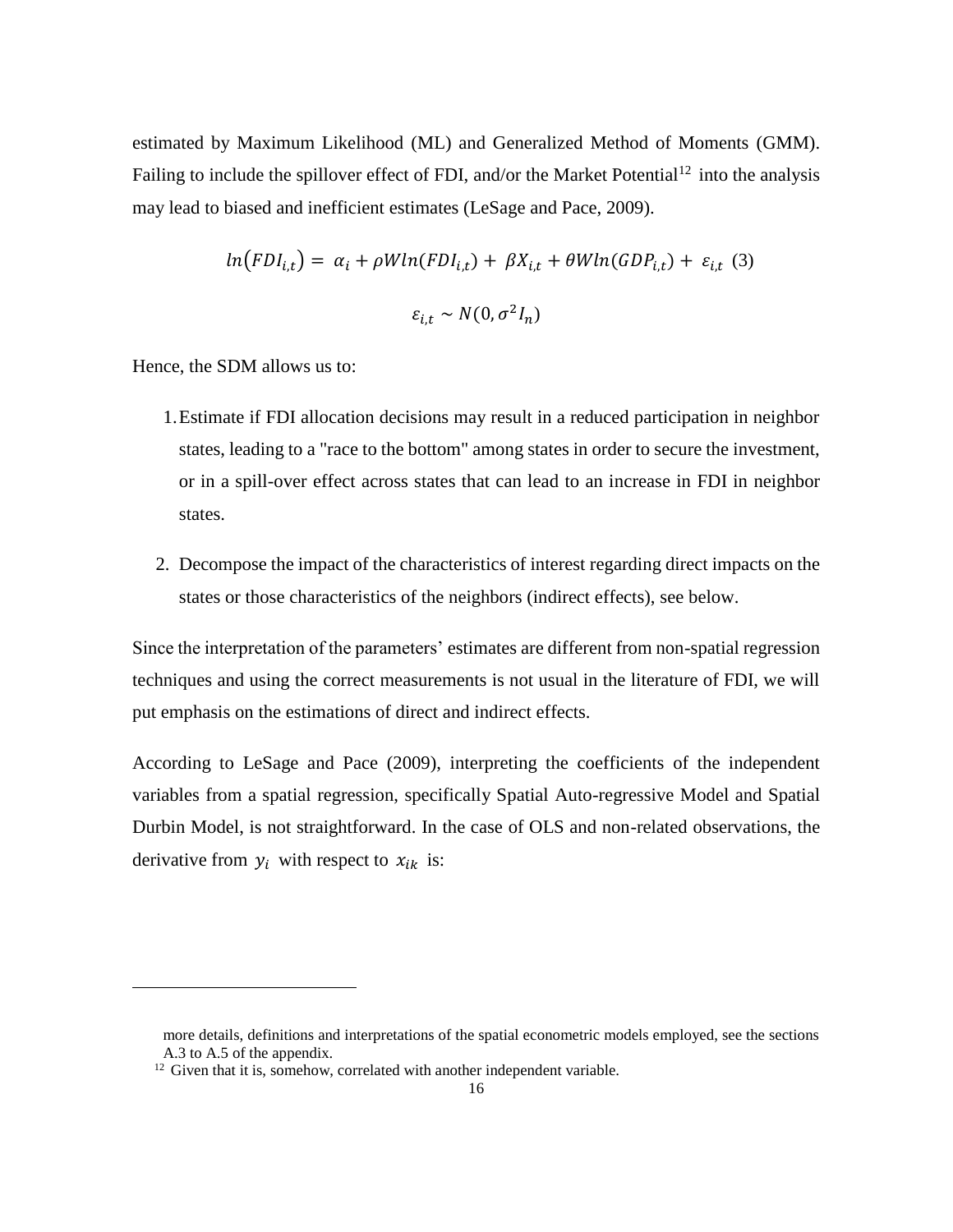estimated by Maximum Likelihood (ML) and Generalized Method of Moments (GMM). Failing to include the spillover effect of FDI, and/or the Market Potential[12] into the analysis may lead to biased and inefficient estimates (LeSage and Pace, 2009).

$$ln(FDI_{i,t}) = \alpha_i + \rho W ln(FDI_{i,t}) + \beta X_{i,t} + \theta W ln(GDP_{i,t}) + \varepsilon_{i,t} \quad (3)$$

$$\varepsilon_{i,t} \sim N(0, \sigma^2 I_n)$$

Hence, the SDM allows us to:

1. Estimate if FDI allocation decisions may result in a reduced participation in neighbor states, leading to a "race to the bottom" among states in order to secure the investment, or in a spill-over effect across states that can lead to an increase in FDI in neighbor states.

2. Decompose the impact of the characteristics of interest regarding direct impacts on the states or those characteristics of the neighbors (indirect effects), see below.

Since the interpretation of the parameters' estimates are different from non-spatial regression techniques and using the correct measurements is not usual in the literature of FDI, we will put emphasis on the estimations of direct and indirect effects.

According to LeSage and Pace (2009), interpreting the coefficients of the independent variables from a spatial regression, specifically Spatial Auto-regressive Model and Spatial Durbin Model, is not straightforward. In the case of OLS and non-related observations, the derivative from $y_i$ with respect to $x_{ik}$ is:

---

more details, definitions and interpretations of the spatial econometric models employed, see the sections A.3 to A.5 of the appendix.

[12] Given that it is, somehow, correlated with another independent variable.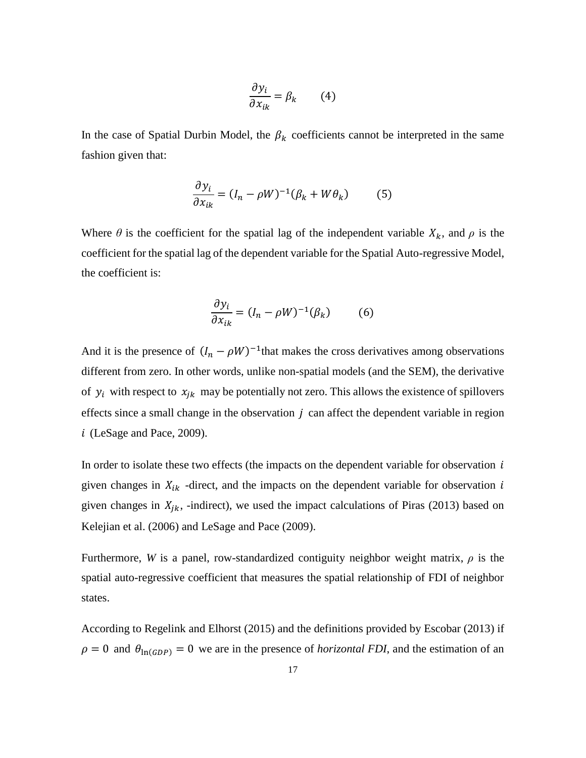$$\frac{\partial y_i}{\partial x_{ik}} = \beta_k \qquad (4)$$

In the case of Spatial Durbin Model, the $\beta_k$ coefficients cannot be interpreted in the same fashion given that:

$$\frac{\partial y_i}{\partial x_{ik}} = (I_n - \rho W)^{-1}(\beta_k + W\theta_k) \qquad (5)$$

Where $\theta$ is the coefficient for the spatial lag of the independent variable $X_k$, and $\rho$ is the coefficient for the spatial lag of the dependent variable for the Spatial Auto-regressive Model, the coefficient is:

$$\frac{\partial y_i}{\partial x_{ik}} = (I_n - \rho W)^{-1}(\beta_k) \qquad (6)$$

And it is the presence of $(I_n - \rho W)^{-1}$that makes the cross derivatives among observations different from zero. In other words, unlike non-spatial models (and the SEM), the derivative of $y_i$ with respect to $x_{jk}$ may be potentially not zero. This allows the existence of spillovers effects since a small change in the observation $j$ can affect the dependent variable in region $i$ (LeSage and Pace, 2009).

In order to isolate these two effects (the impacts on the dependent variable for observation $i$ given changes in $X_{ik}$ -direct, and the impacts on the dependent variable for observation $i$ given changes in $X_{jk}$, -indirect), we used the impact calculations of Piras (2013) based on Kelejian et al. (2006) and LeSage and Pace (2009).

Furthermore, *W* is a panel, row-standardized contiguity neighbor weight matrix, $\rho$ is the spatial auto-regressive coefficient that measures the spatial relationship of FDI of neighbor states.

According to Regelink and Elhorst (2015) and the definitions provided by Escobar (2013) if $\rho = 0$ and $\theta_{\ln(GDP)} = 0$ we are in the presence of *horizontal FDI*, and the estimation of an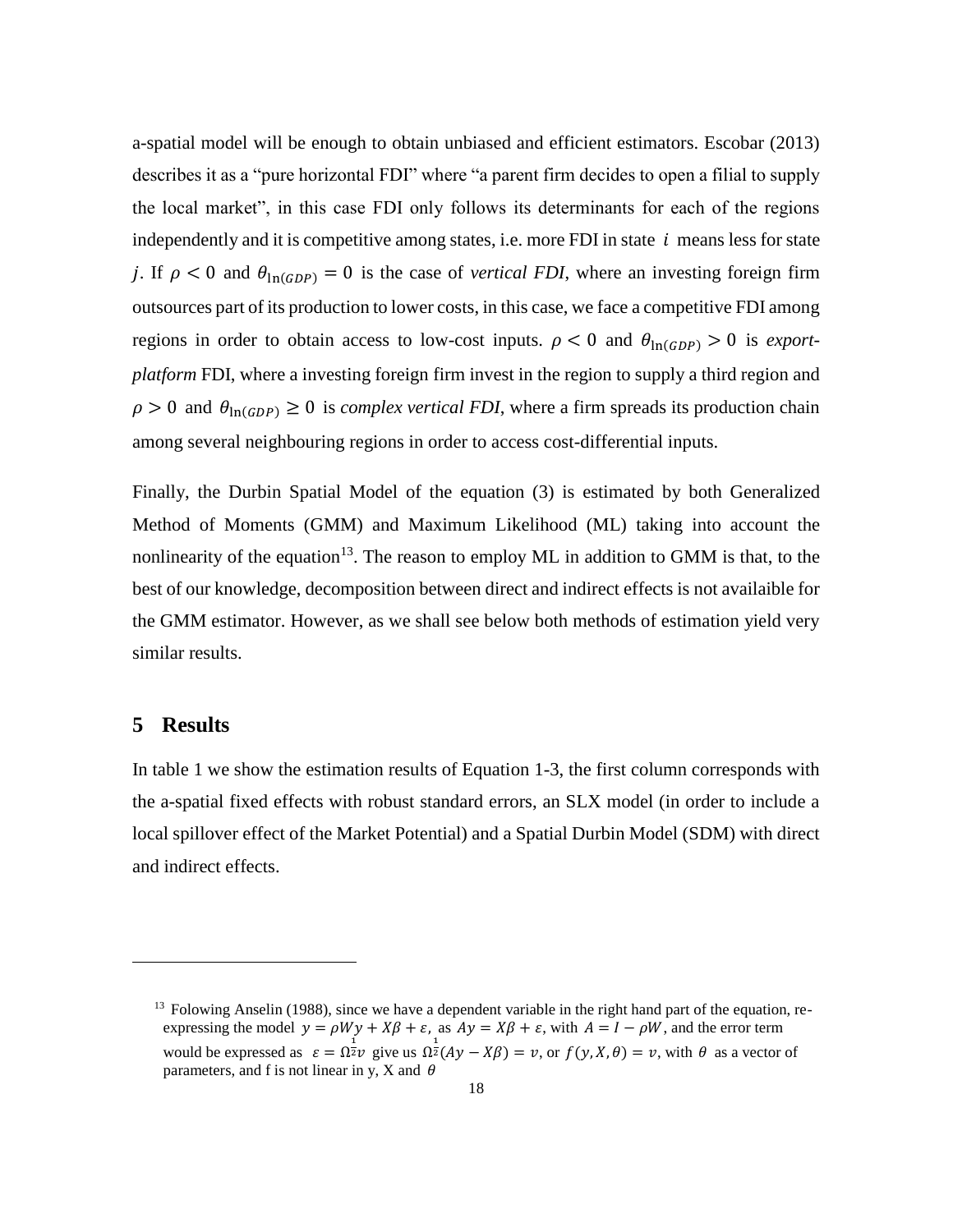a-spatial model will be enough to obtain unbiased and efficient estimators. Escobar (2013) describes it as a "pure horizontal FDI" where "a parent firm decides to open a filial to supply the local market", in this case FDI only follows its determinants for each of the regions independently and it is competitive among states, i.e. more FDI in state $i$ means less for state $j$. If $\rho < 0$ and $\theta_{\ln(GDP)} = 0$ is the case of *vertical FDI*, where an investing foreign firm outsources part of its production to lower costs, in this case, we face a competitive FDI among regions in order to obtain access to low-cost inputs. $\rho < 0$ and $\theta_{\ln(GDP)} > 0$ is *export-platform* FDI, where a investing foreign firm invest in the region to supply a third region and $\rho > 0$ and $\theta_{\ln(GDP)} \geq 0$ is *complex vertical FDI*, where a firm spreads its production chain among several neighbouring regions in order to access cost-differential inputs.

Finally, the Durbin Spatial Model of the equation (3) is estimated by both Generalized Method of Moments (GMM) and Maximum Likelihood (ML) taking into account the nonlinearity of the equation[13]. The reason to employ ML in addition to GMM is that, to the best of our knowledge, decomposition between direct and indirect effects is not availaible for the GMM estimator. However, as we shall see below both methods of estimation yield very similar results.

## 5 Results

In table 1 we show the estimation results of Equation 1-3, the first column corresponds with the a-spatial fixed effects with robust standard errors, an SLX model (in order to include a local spillover effect of the Market Potential) and a Spatial Durbin Model (SDM) with direct and indirect effects.

---

[13] Folowing Anselin (1988), since we have a dependent variable in the right hand part of the equation, re-expressing the model $y = \rho Wy + X\beta + \varepsilon$, as $Ay = X\beta + \varepsilon$, with $A = I - \rho W$, and the error term would be expressed as $\varepsilon = \Omega^{\frac{1}{2}}v$ give us $\Omega^{\frac{1}{2}}(Ay - X\beta) = v$, or $f(y, X, \theta) = v$, with $\theta$ as a vector of parameters, and f is not linear in y, X and $\theta$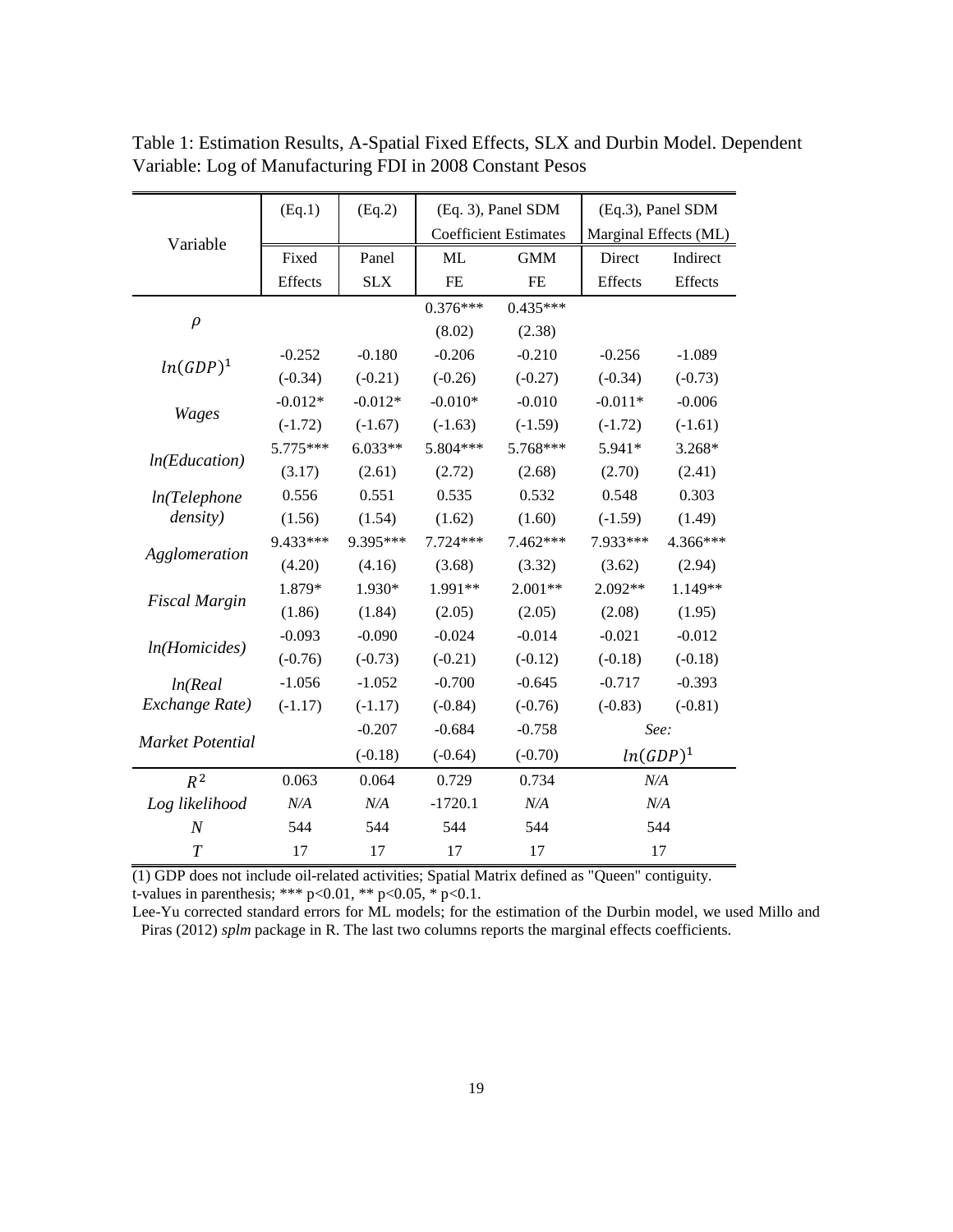Table 1: Estimation Results, A-Spatial Fixed Effects, SLX and Durbin Model. Dependent Variable: Log of Manufacturing FDI in 2008 Constant Pesos

| Variable | (Eq.1) | (Eq.2) | (Eq. 3), Panel SDM Coefficient Estimates | | (Eq.3), Panel SDM Marginal Effects (ML) | |
|---|---|---|---|---|---|---|
| | Fixed Effects | Panel SLX | ML FE | GMM FE | Direct Effects | Indirect Effects |
| $\rho$ | | | 0.376*** | 0.435*** | | |
| | | | (8.02) | (2.38) | | |
| $ln(GDP)^1$ | -0.252 | -0.180 | -0.206 | -0.210 | -0.256 | -1.089 |
| | (-0.34) | (-0.21) | (-0.26) | (-0.27) | (-0.34) | (-0.73) |
| *Wages* | -0.012* | -0.012* | -0.010* | -0.010 | -0.011* | -0.006 |
| | (-1.72) | (-1.67) | (-1.63) | (-1.59) | (-1.72) | (-1.61) |
| *ln(Education)* | 5.775*** | 6.033** | 5.804*** | 5.768*** | 5.941* | 3.268* |
| | (3.17) | (2.61) | (2.72) | (2.68) | (2.70) | (2.41) |
| *ln(Telephone density)* | 0.556 | 0.551 | 0.535 | 0.532 | 0.548 | 0.303 |
| | (1.56) | (1.54) | (1.62) | (1.60) | (-1.59) | (1.49) |
| *Agglomeration* | 9.433*** | 9.395*** | 7.724*** | 7.462*** | 7.933*** | 4.366*** |
| | (4.20) | (4.16) | (3.68) | (3.32) | (3.62) | (2.94) |
| *Fiscal Margin* | 1.879* | 1.930* | 1.991** | 2.001** | 2.092** | 1.149** |
| | (1.86) | (1.84) | (2.05) | (2.05) | (2.08) | (1.95) |
| *ln(Homicides)* | -0.093 | -0.090 | -0.024 | -0.014 | -0.021 | -0.012 |
| | (-0.76) | (-0.73) | (-0.21) | (-0.12) | (-0.18) | (-0.18) |
| *ln(Real Exchange Rate)* | -1.056 | -1.052 | -0.700 | -0.645 | -0.717 | -0.393 |
| | (-1.17) | (-1.17) | (-0.84) | (-0.76) | (-0.83) | (-0.81) |
| *Market Potential* | | -0.207 | -0.684 | -0.758 | *See:* $ln(GDP)^1$ | |
| | | (-0.18) | (-0.64) | (-0.70) | | |
| $R^2$ | 0.063 | 0.064 | 0.729 | 0.734 | *N/A* | |
| *Log likelihood* | *N/A* | *N/A* | -1720.1 | *N/A* | *N/A* | |
| *N* | 544 | 544 | 544 | 544 | 544 | |
| *T* | 17 | 17 | 17 | 17 | 17 | |

(1) GDP does not include oil-related activities; Spatial Matrix defined as "Queen" contiguity.
t-values in parenthesis; *** p<0.01, ** p<0.05, * p<0.1.
Lee-Yu corrected standard errors for ML models; for the estimation of the Durbin model, we used Millo and Piras (2012) *splm* package in R. The last two columns reports the marginal effects coefficients.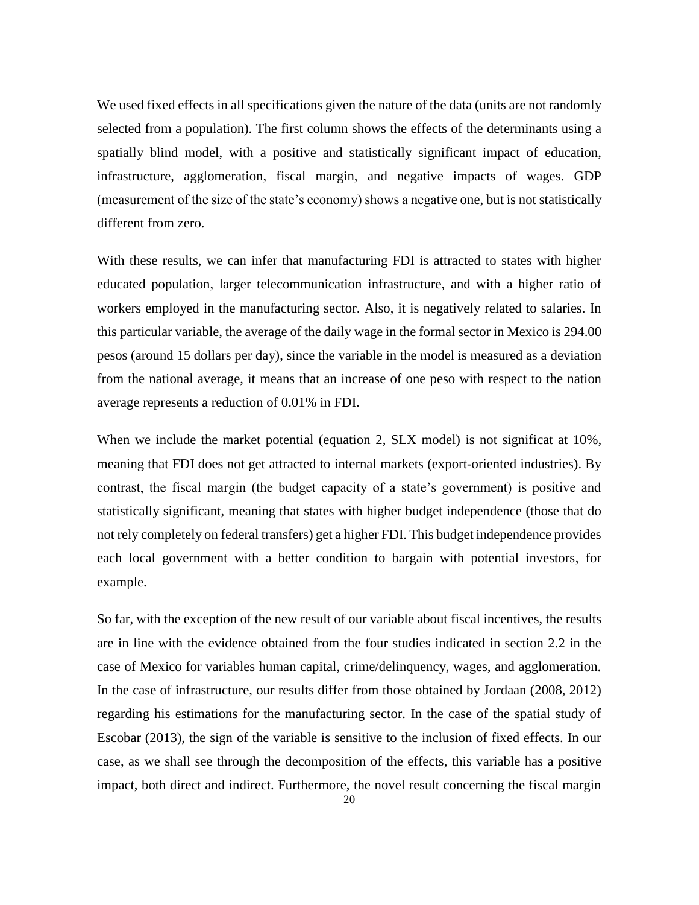We used fixed effects in all specifications given the nature of the data (units are not randomly selected from a population). The first column shows the effects of the determinants using a spatially blind model, with a positive and statistically significant impact of education, infrastructure, agglomeration, fiscal margin, and negative impacts of wages. GDP (measurement of the size of the state's economy) shows a negative one, but is not statistically different from zero.

With these results, we can infer that manufacturing FDI is attracted to states with higher educated population, larger telecommunication infrastructure, and with a higher ratio of workers employed in the manufacturing sector. Also, it is negatively related to salaries. In this particular variable, the average of the daily wage in the formal sector in Mexico is 294.00 pesos (around 15 dollars per day), since the variable in the model is measured as a deviation from the national average, it means that an increase of one peso with respect to the nation average represents a reduction of 0.01% in FDI.

When we include the market potential (equation 2, SLX model) is not significat at 10%, meaning that FDI does not get attracted to internal markets (export-oriented industries). By contrast, the fiscal margin (the budget capacity of a state's government) is positive and statistically significant, meaning that states with higher budget independence (those that do not rely completely on federal transfers) get a higher FDI. This budget independence provides each local government with a better condition to bargain with potential investors, for example.

So far, with the exception of the new result of our variable about fiscal incentives, the results are in line with the evidence obtained from the four studies indicated in section 2.2 in the case of Mexico for variables human capital, crime/delinquency, wages, and agglomeration. In the case of infrastructure, our results differ from those obtained by Jordaan (2008, 2012) regarding his estimations for the manufacturing sector. In the case of the spatial study of Escobar (2013), the sign of the variable is sensitive to the inclusion of fixed effects. In our case, as we shall see through the decomposition of the effects, this variable has a positive impact, both direct and indirect. Furthermore, the novel result concerning the fiscal margin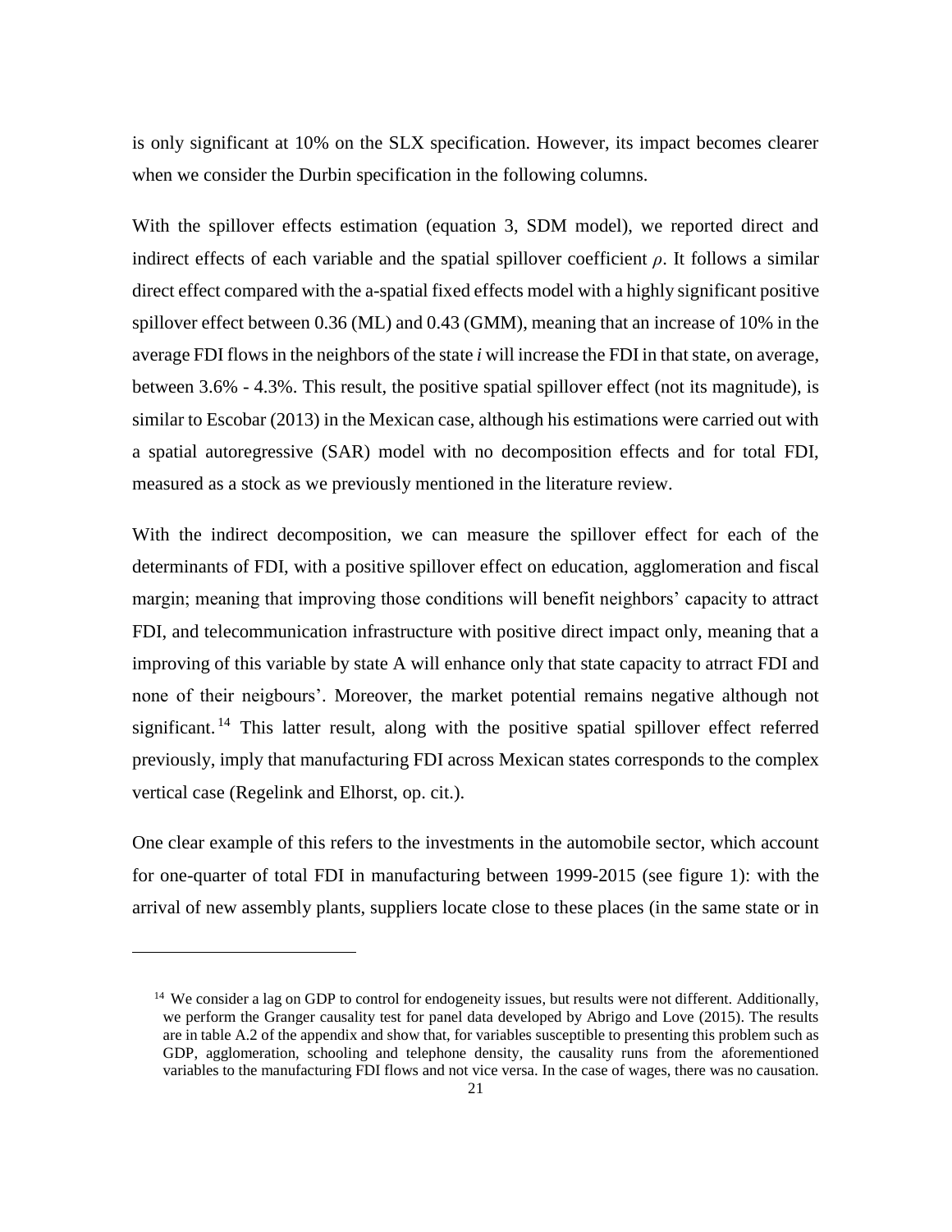is only significant at 10% on the SLX specification. However, its impact becomes clearer when we consider the Durbin specification in the following columns.

With the spillover effects estimation (equation 3, SDM model), we reported direct and indirect effects of each variable and the spatial spillover coefficient $\rho$. It follows a similar direct effect compared with the a-spatial fixed effects model with a highly significant positive spillover effect between 0.36 (ML) and 0.43 (GMM), meaning that an increase of 10% in the average FDI flows in the neighbors of the state *i* will increase the FDI in that state, on average, between 3.6% - 4.3%. This result, the positive spatial spillover effect (not its magnitude), is similar to Escobar (2013) in the Mexican case, although his estimations were carried out with a spatial autoregressive (SAR) model with no decomposition effects and for total FDI, measured as a stock as we previously mentioned in the literature review.

With the indirect decomposition, we can measure the spillover effect for each of the determinants of FDI, with a positive spillover effect on education, agglomeration and fiscal margin; meaning that improving those conditions will benefit neighbors' capacity to attract FDI, and telecommunication infrastructure with positive direct impact only, meaning that a improving of this variable by state A will enhance only that state capacity to atrract FDI and none of their neigbours'. Moreover, the market potential remains negative although not significant.[14] This latter result, along with the positive spatial spillover effect referred previously, imply that manufacturing FDI across Mexican states corresponds to the complex vertical case (Regelink and Elhorst, op. cit.).

One clear example of this refers to the investments in the automobile sector, which account for one-quarter of total FDI in manufacturing between 1999-2015 (see figure 1): with the arrival of new assembly plants, suppliers locate close to these places (in the same state or in

---

[14] We consider a lag on GDP to control for endogeneity issues, but results were not different. Additionally, we perform the Granger causality test for panel data developed by Abrigo and Love (2015). The results are in table A.2 of the appendix and show that, for variables susceptible to presenting this problem such as GDP, agglomeration, schooling and telephone density, the causality runs from the aforementioned variables to the manufacturing FDI flows and not vice versa. In the case of wages, there was no causation.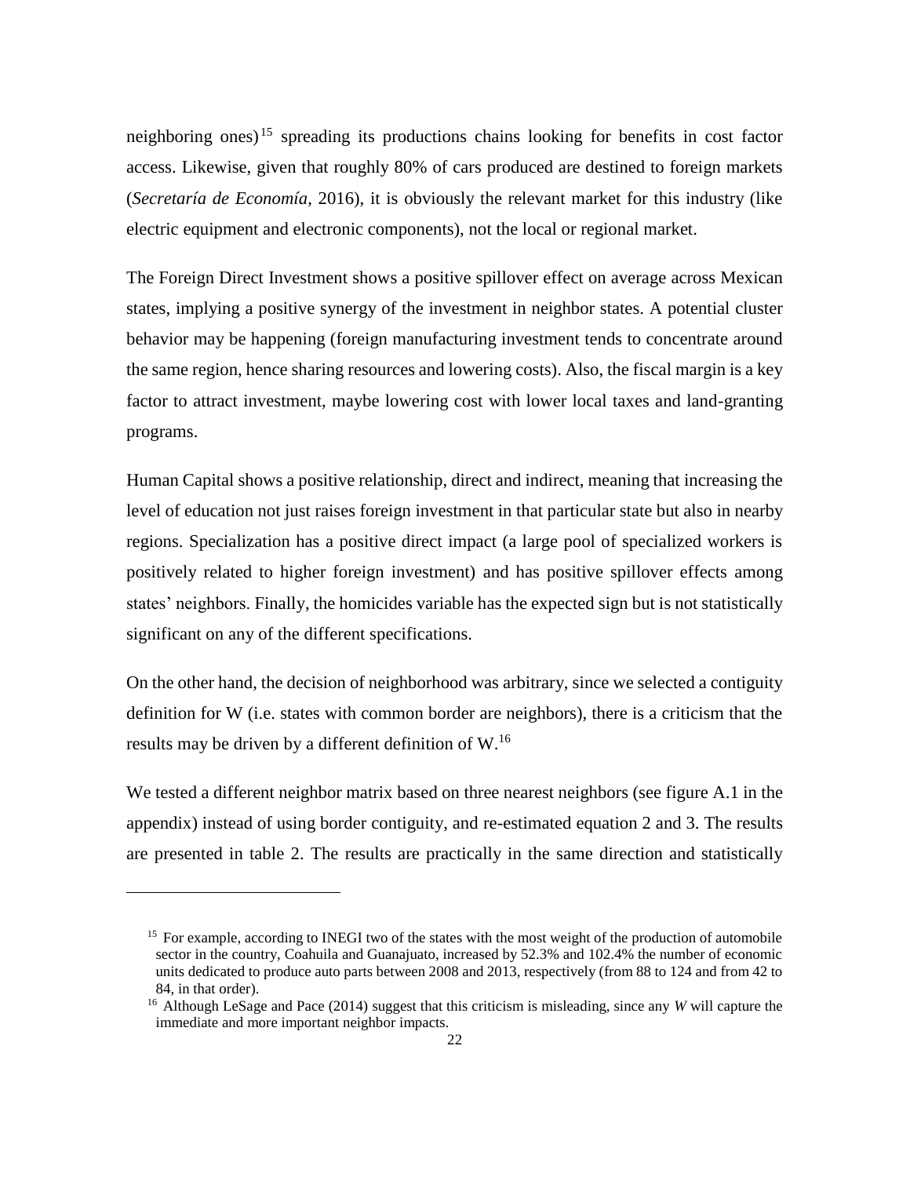neighboring ones)[15] spreading its productions chains looking for benefits in cost factor access. Likewise, given that roughly 80% of cars produced are destined to foreign markets (*Secretaría de Economía*, 2016), it is obviously the relevant market for this industry (like electric equipment and electronic components), not the local or regional market.

The Foreign Direct Investment shows a positive spillover effect on average across Mexican states, implying a positive synergy of the investment in neighbor states. A potential cluster behavior may be happening (foreign manufacturing investment tends to concentrate around the same region, hence sharing resources and lowering costs). Also, the fiscal margin is a key factor to attract investment, maybe lowering cost with lower local taxes and land-granting programs.

Human Capital shows a positive relationship, direct and indirect, meaning that increasing the level of education not just raises foreign investment in that particular state but also in nearby regions. Specialization has a positive direct impact (a large pool of specialized workers is positively related to higher foreign investment) and has positive spillover effects among states' neighbors. Finally, the homicides variable has the expected sign but is not statistically significant on any of the different specifications.

On the other hand, the decision of neighborhood was arbitrary, since we selected a contiguity definition for W (i.e. states with common border are neighbors), there is a criticism that the results may be driven by a different definition of W.[16]

We tested a different neighbor matrix based on three nearest neighbors (see figure A.1 in the appendix) instead of using border contiguity, and re-estimated equation 2 and 3. The results are presented in table 2. The results are practically in the same direction and statistically

---

[15] For example, according to INEGI two of the states with the most weight of the production of automobile sector in the country, Coahuila and Guanajuato, increased by 52.3% and 102.4% the number of economic units dedicated to produce auto parts between 2008 and 2013, respectively (from 88 to 124 and from 42 to 84, in that order).

[16] Although LeSage and Pace (2014) suggest that this criticism is misleading, since any *W* will capture the immediate and more important neighbor impacts.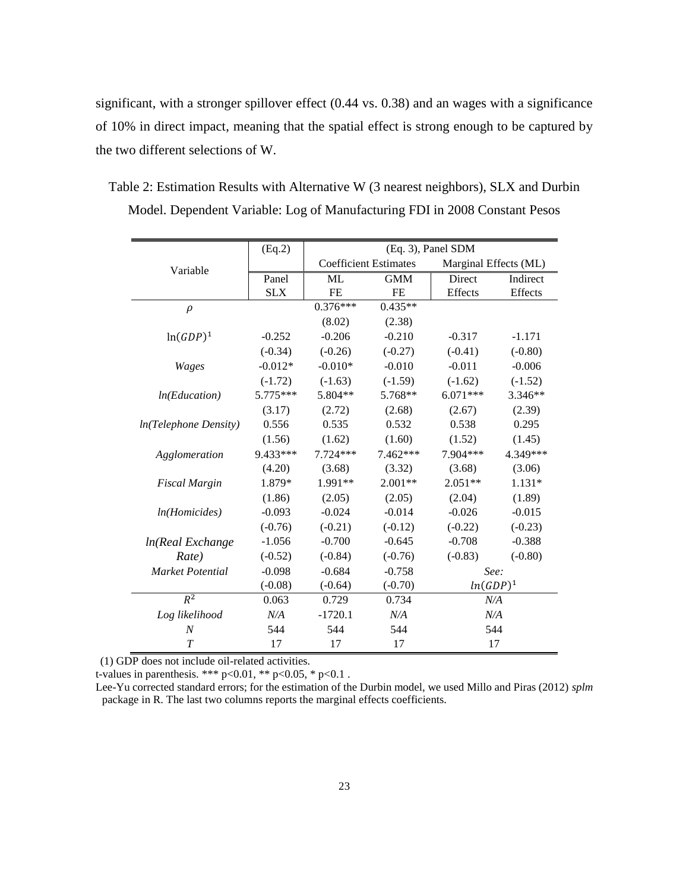significant, with a stronger spillover effect (0.44 vs. 0.38) and an wages with a significance of 10% in direct impact, meaning that the spatial effect is strong enough to be captured by the two different selections of W.

Table 2: Estimation Results with Alternative W (3 nearest neighbors), SLX and Durbin Model. Dependent Variable: Log of Manufacturing FDI in 2008 Constant Pesos

| Variable | (Eq.2) | (Eq. 3), Panel SDM | | | |
|---|---|---|---|---|---|
| | | Coefficient Estimates | | Marginal Effects (ML) | |
| | Panel SLX | ML FE | GMM FE | Direct Effects | Indirect Effects |
| $\rho$ | | 0.376*** | 0.435** | | |
| | | (8.02) | (2.38) | | |
| $\ln(GDP)^1$ | -0.252 | -0.206 | -0.210 | -0.317 | -1.171 |
| | (-0.34) | (-0.26) | (-0.27) | (-0.41) | (-0.80) |
| *Wages* | -0.012* | -0.010* | -0.010 | -0.011 | -0.006 |
| | (-1.72) | (-1.63) | (-1.59) | (-1.62) | (-1.52) |
| *ln(Education)* | 5.775*** | 5.804** | 5.768** | 6.071*** | 3.346** |
| | (3.17) | (2.72) | (2.68) | (2.67) | (2.39) |
| *ln(Telephone Density)* | 0.556 | 0.535 | 0.532 | 0.538 | 0.295 |
| | (1.56) | (1.62) | (1.60) | (1.52) | (1.45) |
| *Agglomeration* | 9.433*** | 7.724*** | 7.462*** | 7.904*** | 4.349*** |
| | (4.20) | (3.68) | (3.32) | (3.68) | (3.06) |
| *Fiscal Margin* | 1.879* | 1.991** | 2.001** | 2.051** | 1.131* |
| | (1.86) | (2.05) | (2.05) | (2.04) | (1.89) |
| *ln(Homicides)* | -0.093 | -0.024 | -0.014 | -0.026 | -0.015 |
| | (-0.76) | (-0.21) | (-0.12) | (-0.22) | (-0.23) |
| *ln(Real Exchange Rate)* | -1.056 | -0.700 | -0.645 | -0.708 | -0.388 |
| | (-0.52) | (-0.84) | (-0.76) | (-0.83) | (-0.80) |
| *Market Potential* | -0.098 | -0.684 | -0.758 | *See:* $ln(GDP)^1$ | |
| | (-0.08) | (-0.64) | (-0.70) | | |
| $R^2$ | 0.063 | 0.729 | 0.734 | N/A | |
| *Log likelihood* | N/A | -1720.1 | N/A | N/A | |
| $N$ | 544 | 544 | 544 | 544 | |
| $T$ | 17 | 17 | 17 | 17 | |

(1) GDP does not include oil-related activities.

t-values in parenthesis. *** p<0.01, ** p<0.05, * p<0.1 .

Lee-Yu corrected standard errors; for the estimation of the Durbin model, we used Millo and Piras (2012) *splm* package in R. The last two columns reports the marginal effects coefficients.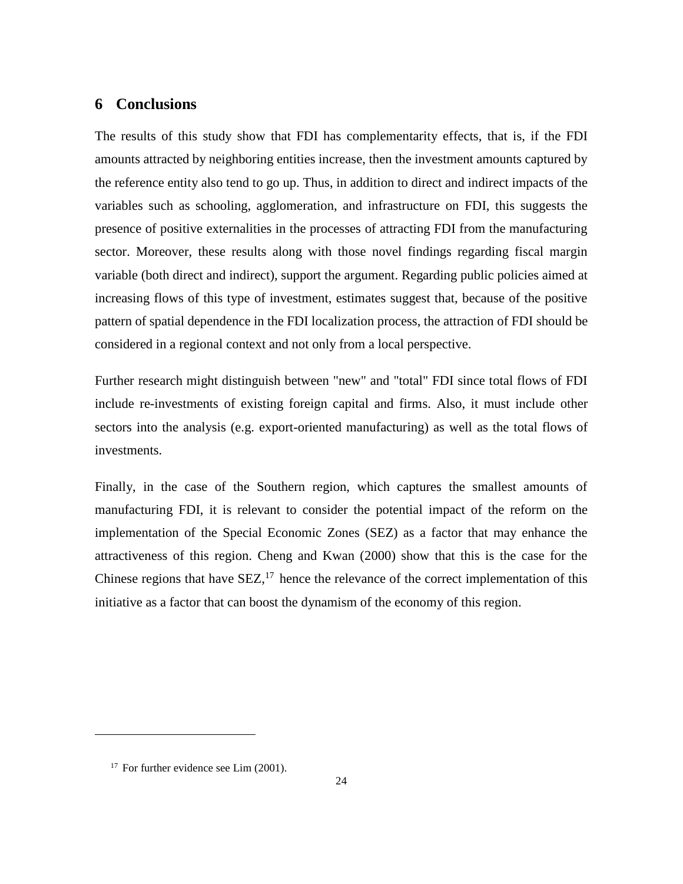## 6 Conclusions

The results of this study show that FDI has complementarity effects, that is, if the FDI amounts attracted by neighboring entities increase, then the investment amounts captured by the reference entity also tend to go up. Thus, in addition to direct and indirect impacts of the variables such as schooling, agglomeration, and infrastructure on FDI, this suggests the presence of positive externalities in the processes of attracting FDI from the manufacturing sector. Moreover, these results along with those novel findings regarding fiscal margin variable (both direct and indirect), support the argument. Regarding public policies aimed at increasing flows of this type of investment, estimates suggest that, because of the positive pattern of spatial dependence in the FDI localization process, the attraction of FDI should be considered in a regional context and not only from a local perspective.

Further research might distinguish between "new" and "total" FDI since total flows of FDI include re-investments of existing foreign capital and firms. Also, it must include other sectors into the analysis (e.g. export-oriented manufacturing) as well as the total flows of investments.

Finally, in the case of the Southern region, which captures the smallest amounts of manufacturing FDI, it is relevant to consider the potential impact of the reform on the implementation of the Special Economic Zones (SEZ) as a factor that may enhance the attractiveness of this region. Cheng and Kwan (2000) show that this is the case for the Chinese regions that have SEZ,[17] hence the relevance of the correct implementation of this initiative as a factor that can boost the dynamism of the economy of this region.

[17] For further evidence see Lim (2001).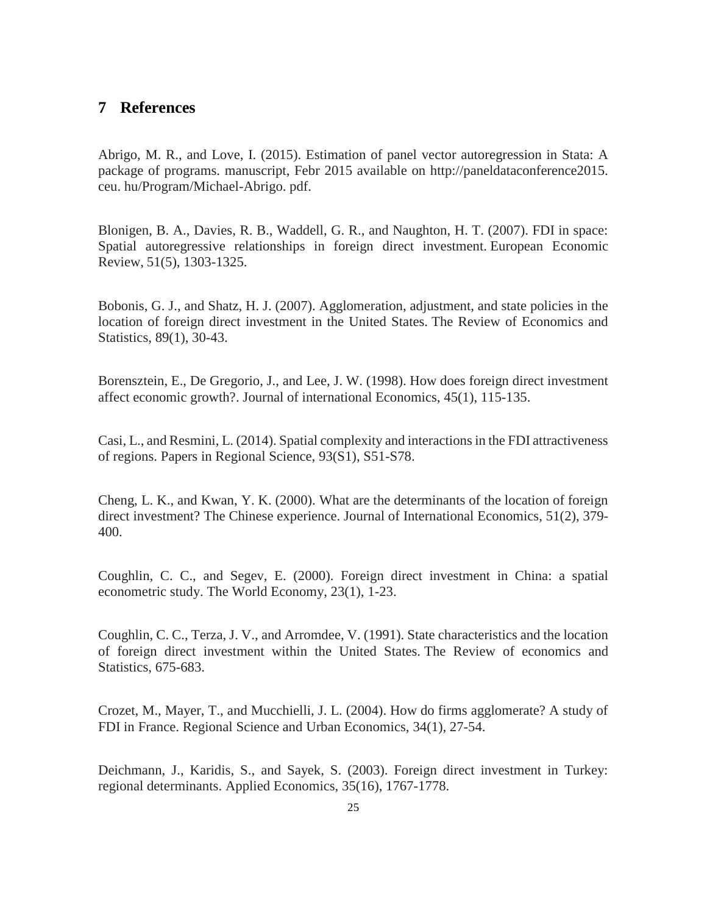# 7 References

Abrigo, M. R., and Love, I. (2015). Estimation of panel vector autoregression in Stata: A package of programs. manuscript, Febr 2015 available on http://paneldataconference2015. ceu. hu/Program/Michael-Abrigo. pdf.

Blonigen, B. A., Davies, R. B., Waddell, G. R., and Naughton, H. T. (2007). FDI in space: Spatial autoregressive relationships in foreign direct investment. European Economic Review, 51(5), 1303-1325.

Bobonis, G. J., and Shatz, H. J. (2007). Agglomeration, adjustment, and state policies in the location of foreign direct investment in the United States. The Review of Economics and Statistics, 89(1), 30-43.

Borensztein, E., De Gregorio, J., and Lee, J. W. (1998). How does foreign direct investment affect economic growth?. Journal of international Economics, 45(1), 115-135.

Casi, L., and Resmini, L. (2014). Spatial complexity and interactions in the FDI attractiveness of regions. Papers in Regional Science, 93(S1), S51-S78.

Cheng, L. K., and Kwan, Y. K. (2000). What are the determinants of the location of foreign direct investment? The Chinese experience. Journal of International Economics, 51(2), 379-400.

Coughlin, C. C., and Segev, E. (2000). Foreign direct investment in China: a spatial econometric study. The World Economy, 23(1), 1-23.

Coughlin, C. C., Terza, J. V., and Arromdee, V. (1991). State characteristics and the location of foreign direct investment within the United States. The Review of economics and Statistics, 675-683.

Crozet, M., Mayer, T., and Mucchielli, J. L. (2004). How do firms agglomerate? A study of FDI in France. Regional Science and Urban Economics, 34(1), 27-54.

Deichmann, J., Karidis, S., and Sayek, S. (2003). Foreign direct investment in Turkey: regional determinants. Applied Economics, 35(16), 1767-1778.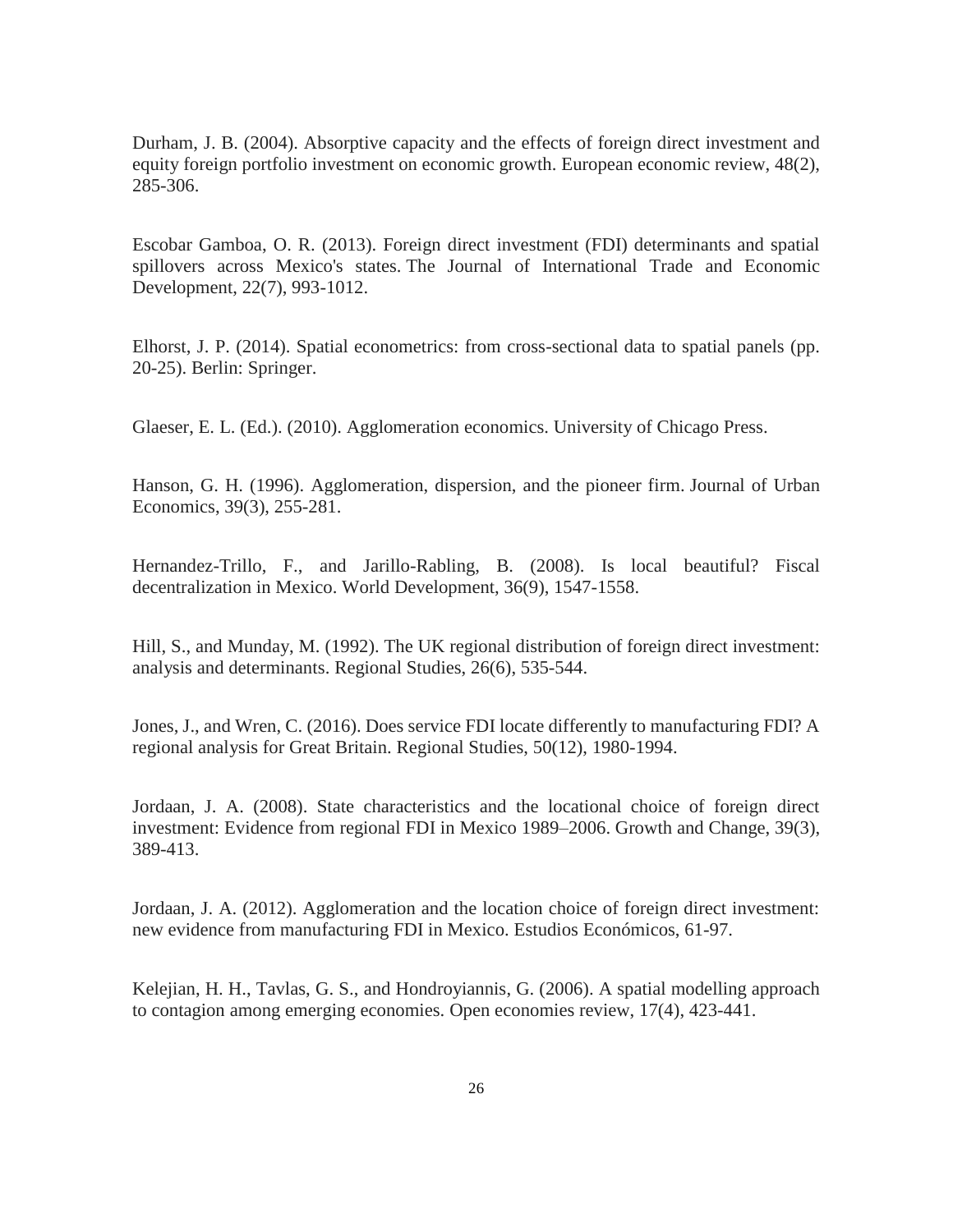Durham, J. B. (2004). Absorptive capacity and the effects of foreign direct investment and equity foreign portfolio investment on economic growth. European economic review, 48(2), 285-306.

Escobar Gamboa, O. R. (2013). Foreign direct investment (FDI) determinants and spatial spillovers across Mexico's states. The Journal of International Trade and Economic Development, 22(7), 993-1012.

Elhorst, J. P. (2014). Spatial econometrics: from cross-sectional data to spatial panels (pp. 20-25). Berlin: Springer.

Glaeser, E. L. (Ed.). (2010). Agglomeration economics. University of Chicago Press.

Hanson, G. H. (1996). Agglomeration, dispersion, and the pioneer firm. Journal of Urban Economics, 39(3), 255-281.

Hernandez-Trillo, F., and Jarillo-Rabling, B. (2008). Is local beautiful? Fiscal decentralization in Mexico. World Development, 36(9), 1547-1558.

Hill, S., and Munday, M. (1992). The UK regional distribution of foreign direct investment: analysis and determinants. Regional Studies, 26(6), 535-544.

Jones, J., and Wren, C. (2016). Does service FDI locate differently to manufacturing FDI? A regional analysis for Great Britain. Regional Studies, 50(12), 1980-1994.

Jordaan, J. A. (2008). State characteristics and the locational choice of foreign direct investment: Evidence from regional FDI in Mexico 1989–2006. Growth and Change, 39(3), 389-413.

Jordaan, J. A. (2012). Agglomeration and the location choice of foreign direct investment: new evidence from manufacturing FDI in Mexico. Estudios Económicos, 61-97.

Kelejian, H. H., Tavlas, G. S., and Hondroyiannis, G. (2006). A spatial modelling approach to contagion among emerging economies. Open economies review, 17(4), 423-441.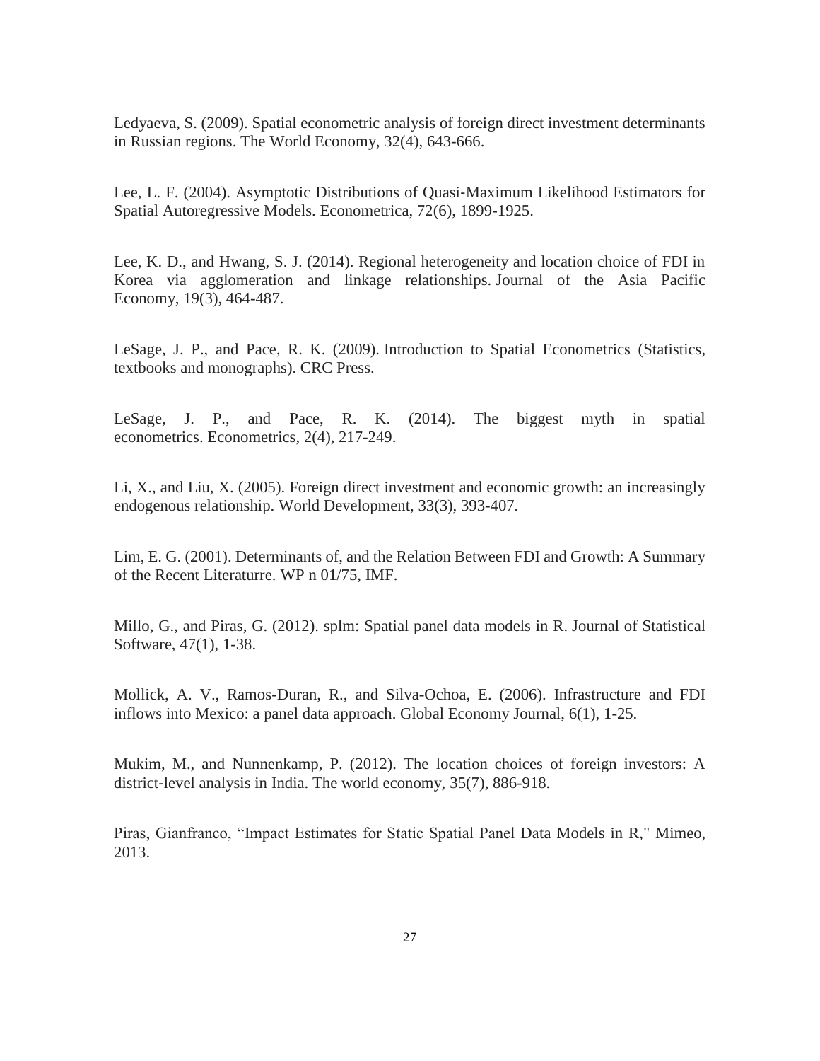Ledyaeva, S. (2009). Spatial econometric analysis of foreign direct investment determinants in Russian regions. The World Economy, 32(4), 643-666.

Lee, L. F. (2004). Asymptotic Distributions of Quasi-Maximum Likelihood Estimators for Spatial Autoregressive Models. Econometrica, 72(6), 1899-1925.

Lee, K. D., and Hwang, S. J. (2014). Regional heterogeneity and location choice of FDI in Korea via agglomeration and linkage relationships. Journal of the Asia Pacific Economy, 19(3), 464-487.

LeSage, J. P., and Pace, R. K. (2009). Introduction to Spatial Econometrics (Statistics, textbooks and monographs). CRC Press.

LeSage, J. P., and Pace, R. K. (2014). The biggest myth in spatial econometrics. Econometrics, 2(4), 217-249.

Li, X., and Liu, X. (2005). Foreign direct investment and economic growth: an increasingly endogenous relationship. World Development, 33(3), 393-407.

Lim, E. G. (2001). Determinants of, and the Relation Between FDI and Growth: A Summary of the Recent Literaturre. WP n 01/75, IMF.

Millo, G., and Piras, G. (2012). splm: Spatial panel data models in R. Journal of Statistical Software, 47(1), 1-38.

Mollick, A. V., Ramos-Duran, R., and Silva-Ochoa, E. (2006). Infrastructure and FDI inflows into Mexico: a panel data approach. Global Economy Journal, 6(1), 1-25.

Mukim, M., and Nunnenkamp, P. (2012). The location choices of foreign investors: A district-level analysis in India. The world economy, 35(7), 886-918.

Piras, Gianfranco, "Impact Estimates for Static Spatial Panel Data Models in R," Mimeo, 2013.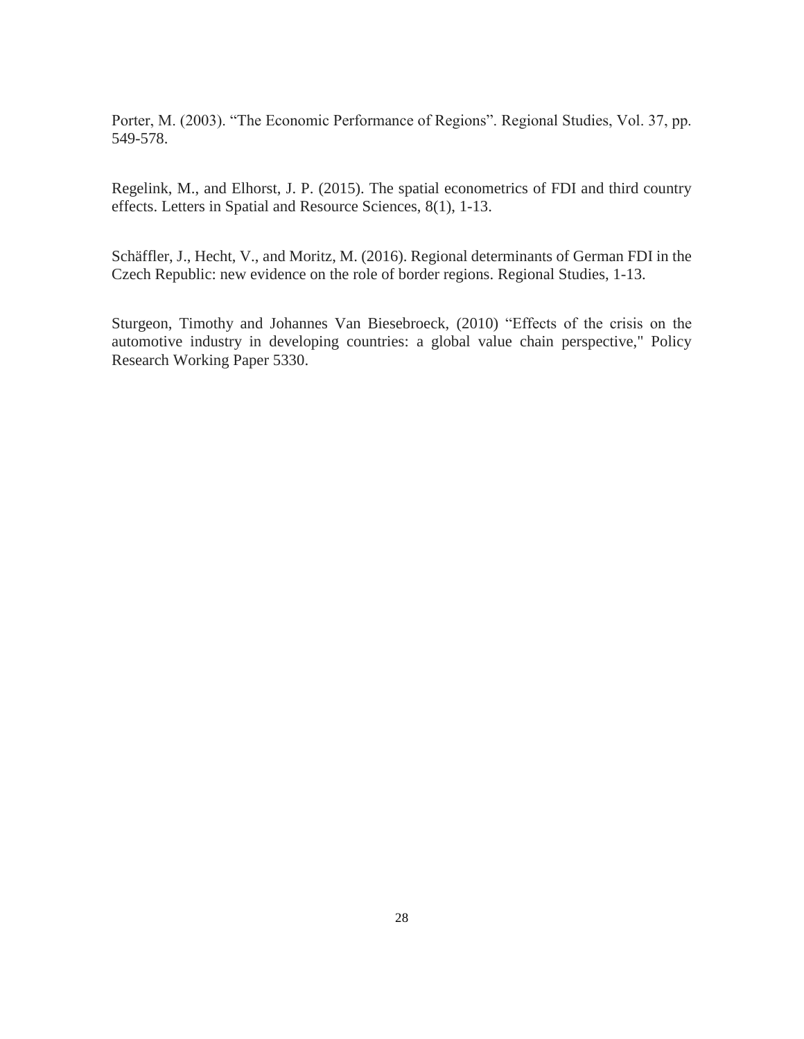Porter, M. (2003). “The Economic Performance of Regions”. Regional Studies, Vol. 37, pp. 549-578.

Regelink, M., and Elhorst, J. P. (2015). The spatial econometrics of FDI and third country effects. Letters in Spatial and Resource Sciences, 8(1), 1-13.

Schäffler, J., Hecht, V., and Moritz, M. (2016). Regional determinants of German FDI in the Czech Republic: new evidence on the role of border regions. Regional Studies, 1-13.

Sturgeon, Timothy and Johannes Van Biesebroeck, (2010) “Effects of the crisis on the automotive industry in developing countries: a global value chain perspective," Policy Research Working Paper 5330.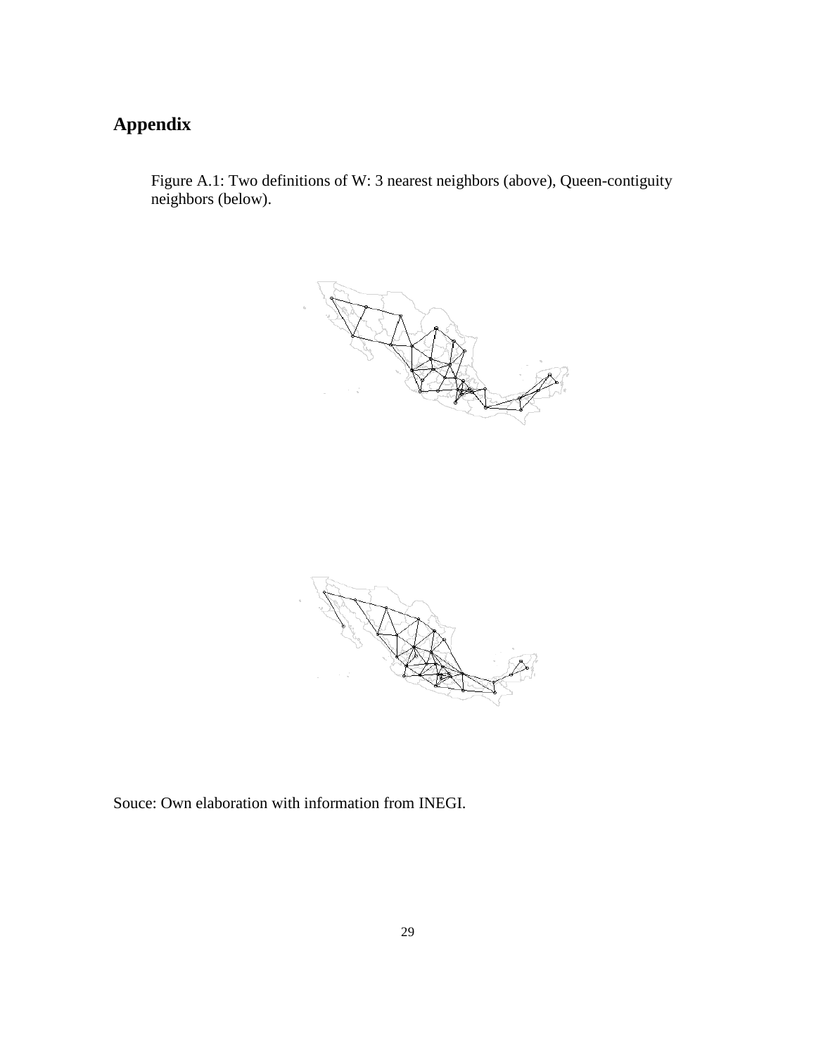# Appendix

Figure A.1: Two definitions of W: 3 nearest neighbors (above), Queen-contiguity neighbors (below).

Souce: Own elaboration with information from INEGI.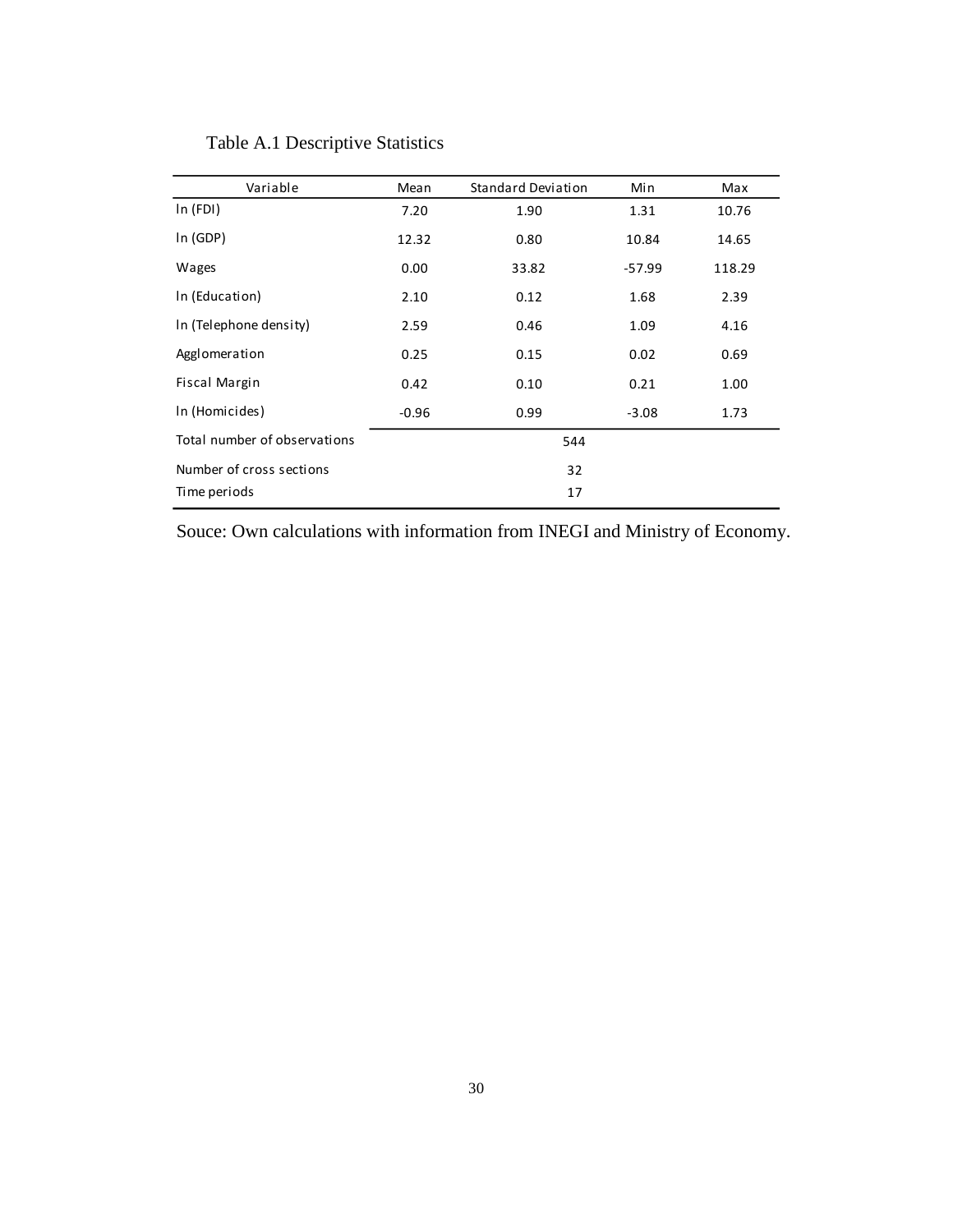Table A.1 Descriptive Statistics

| Variable | Mean | Standard Deviation | Min | Max |
|---|---|---|---|---|
| ln (FDI) | 7.20 | 1.90 | 1.31 | 10.76 |
| ln (GDP) | 12.32 | 0.80 | 10.84 | 14.65 |
| Wages | 0.00 | 33.82 | -57.99 | 118.29 |
| ln (Education) | 2.10 | 0.12 | 1.68 | 2.39 |
| ln (Telephone density) | 2.59 | 0.46 | 1.09 | 4.16 |
| Agglomeration | 0.25 | 0.15 | 0.02 | 0.69 |
| Fiscal Margin | 0.42 | 0.10 | 0.21 | 1.00 |
| ln (Homicides) | -0.96 | 0.99 | -3.08 | 1.73 |
| Total number of observations | | 544 | | |
| Number of cross sections | | 32 | | |
| Time periods | | 17 | | |

Souce: Own calculations with information from INEGI and Ministry of Economy.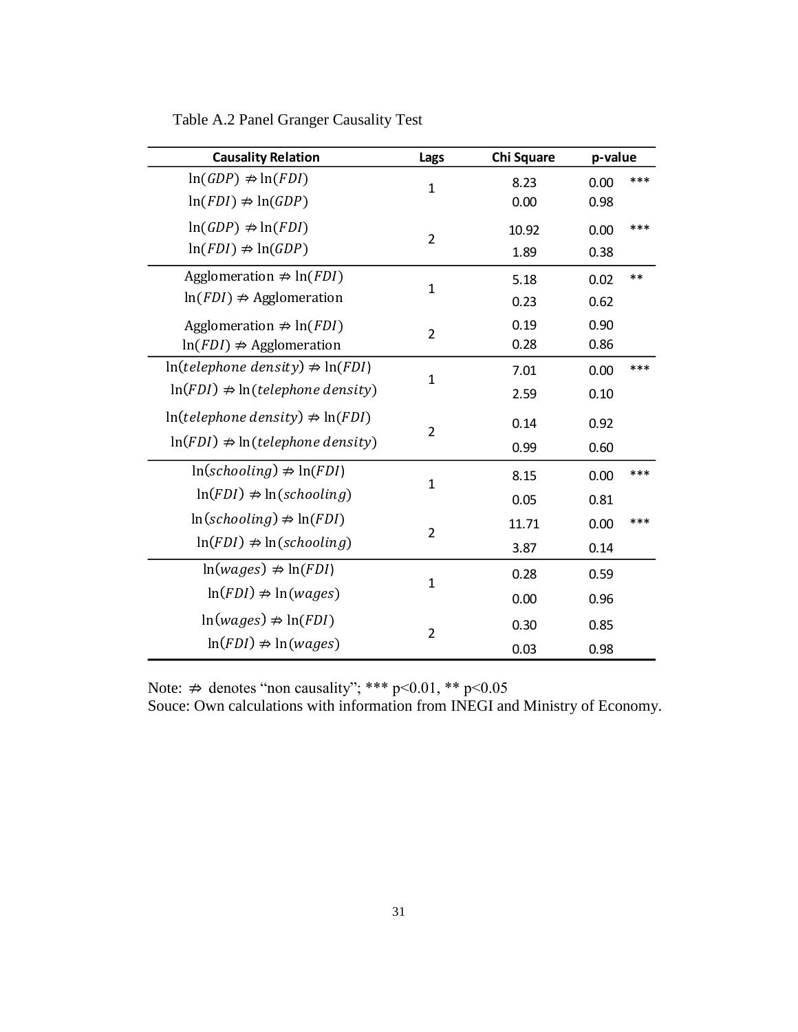Table A.2 Panel Granger Causality Test

| Causality Relation | Lags | Chi Square | p-value | |
|---|---|---|---|---|
| $\ln(GDP) \nRightarrow \ln(FDI)$ | 1 | 8.23 | 0.00 | *** |
| $\ln(FDI) \nRightarrow \ln(GDP)$ | | 0.00 | 0.98 | |
| $\ln(GDP) \nRightarrow \ln(FDI)$ | 2 | 10.92 | 0.00 | *** |
| $\ln(FDI) \nRightarrow \ln(GDP)$ | | 1.89 | 0.38 | |
| Agglomeration $\nRightarrow \ln(FDI)$ | 1 | 5.18 | 0.02 | ** |
| $\ln(FDI) \nRightarrow$ Agglomeration | | 0.23 | 0.62 | |
| Agglomeration $\nRightarrow \ln(FDI)$ | 2 | 0.19 | 0.90 | |
| $\ln(FDI) \nRightarrow$ Agglomeration | | 0.28 | 0.86 | |
| $\ln(telephone\ density) \nRightarrow \ln(FDI)$ | 1 | 7.01 | 0.00 | *** |
| $\ln(FDI) \nRightarrow \ln(telephone\ density)$ | | 2.59 | 0.10 | |
| $\ln(telephone\ density) \nRightarrow \ln(FDI)$ | 2 | 0.14 | 0.92 | |
| $\ln(FDI) \nRightarrow \ln(telephone\ density)$ | | 0.99 | 0.60 | |
| $\ln(schooling) \nRightarrow \ln(FDI)$ | 1 | 8.15 | 0.00 | *** |
| $\ln(FDI) \nRightarrow \ln(schooling)$ | | 0.05 | 0.81 | |
| $\ln(schooling) \nRightarrow \ln(FDI)$ | 2 | 11.71 | 0.00 | *** |
| $\ln(FDI) \nRightarrow \ln(schooling)$ | | 3.87 | 0.14 | |
| $\ln(wages) \nRightarrow \ln(FDI)$ | 1 | 0.28 | 0.59 | |
| $\ln(FDI) \nRightarrow \ln(wages)$ | | 0.00 | 0.96 | |
| $\ln(wages) \nRightarrow \ln(FDI)$ | 2 | 0.30 | 0.85 | |
| $\ln(FDI) \nRightarrow \ln(wages)$ | | 0.03 | 0.98 | |

Note: $\nRightarrow$ denotes "non causality"; *** $p<0.01$, ** $p<0.05$

Souce: Own calculations with information from INEGI and Ministry of Economy.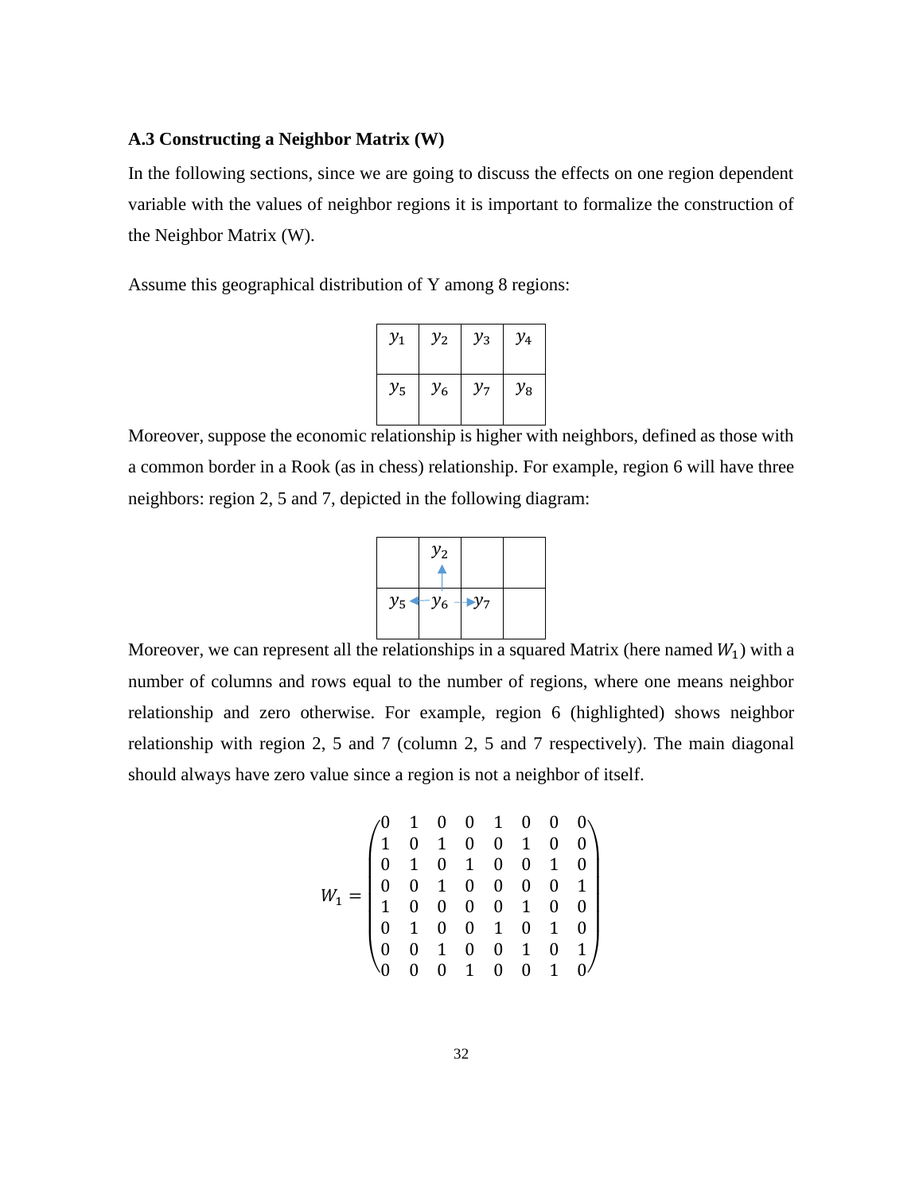### A.3 Constructing a Neighbor Matrix (W)

In the following sections, since we are going to discuss the effects on one region dependent variable with the values of neighbor regions it is important to formalize the construction of the Neighbor Matrix (W).

Assume this geographical distribution of Y among 8 regions:

| $y_1$ | $y_2$ | $y_3$ | $y_4$ |
|---|---|---|---|
| $y_5$ | $y_6$ | $y_7$ | $y_8$ |

Moreover, suppose the economic relationship is higher with neighbors, defined as those with a common border in a Rook (as in chess) relationship. For example, region 6 will have three neighbors: region 2, 5 and 7, depicted in the following diagram:

|  | $y_2$ ↑ |  |  |
|---|---|---|---|
| $y_5$ | ← $y_6$ → | $y_7$ |  |

Moreover, we can represent all the relationships in a squared Matrix (here named $W_1$) with a number of columns and rows equal to the number of regions, where one means neighbor relationship and zero otherwise. For example, region 6 (highlighted) shows neighbor relationship with region 2, 5 and 7 (column 2, 5 and 7 respectively). The main diagonal should always have zero value since a region is not a neighbor of itself.

$$W_1 = \begin{pmatrix} 0 & 1 & 0 & 0 & 1 & 0 & 0 & 0 \\ 1 & 0 & 1 & 0 & 0 & 1 & 0 & 0 \\ 0 & 1 & 0 & 1 & 0 & 0 & 1 & 0 \\ 0 & 0 & 1 & 0 & 0 & 0 & 0 & 1 \\ 1 & 0 & 0 & 0 & 0 & 1 & 0 & 0 \\ 0 & 1 & 0 & 0 & 1 & 0 & 1 & 0 \\ 0 & 0 & 1 & 0 & 0 & 1 & 0 & 1 \\ 0 & 0 & 0 & 1 & 0 & 0 & 1 & 0 \end{pmatrix}$$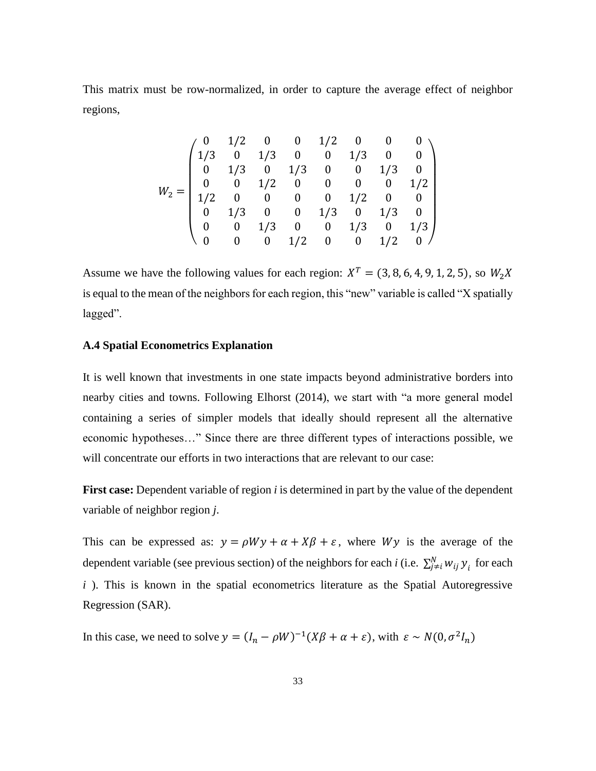This matrix must be row-normalized, in order to capture the average effect of neighbor regions,

$$W_2 = \begin{pmatrix} 0 & 1/2 & 0 & 0 & 1/2 & 0 & 0 & 0 \\ 1/3 & 0 & 1/3 & 0 & 0 & 1/3 & 0 & 0 \\ 0 & 1/3 & 0 & 1/3 & 0 & 0 & 1/3 & 0 \\ 0 & 0 & 1/2 & 0 & 0 & 0 & 0 & 1/2 \\ 1/2 & 0 & 0 & 0 & 0 & 1/2 & 0 & 0 \\ 0 & 1/3 & 0 & 0 & 1/3 & 0 & 1/3 & 0 \\ 0 & 0 & 1/3 & 0 & 0 & 1/3 & 0 & 1/3 \\ 0 & 0 & 0 & 1/2 & 0 & 0 & 1/2 & 0 \end{pmatrix}$$

Assume we have the following values for each region: $X^T = (3, 8, 6, 4, 9, 1, 2, 5)$, so $W_2X$ is equal to the mean of the neighbors for each region, this "new" variable is called "X spatially lagged".

### A.4 Spatial Econometrics Explanation

It is well known that investments in one state impacts beyond administrative borders into nearby cities and towns. Following Elhorst (2014), we start with "a more general model containing a series of simpler models that ideally should represent all the alternative economic hypotheses…" Since there are three different types of interactions possible, we will concentrate our efforts in two interactions that are relevant to our case:

**First case:** Dependent variable of region *i* is determined in part by the value of the dependent variable of neighbor region *j*.

This can be expressed as: $y = \rho W y + \alpha + X\beta + \varepsilon$, where $Wy$ is the average of the dependent variable (see previous section) of the neighbors for each *i* (i.e. $\sum_{j \neq i}^{N} w_{ij}\, y_i$ for each *i* ). This is known in the spatial econometrics literature as the Spatial Autoregressive Regression (SAR).

In this case, we need to solve $y = (I_n - \rho W)^{-1}(X\beta + \alpha + \varepsilon)$, with $\varepsilon \sim N(0, \sigma^2 I_n)$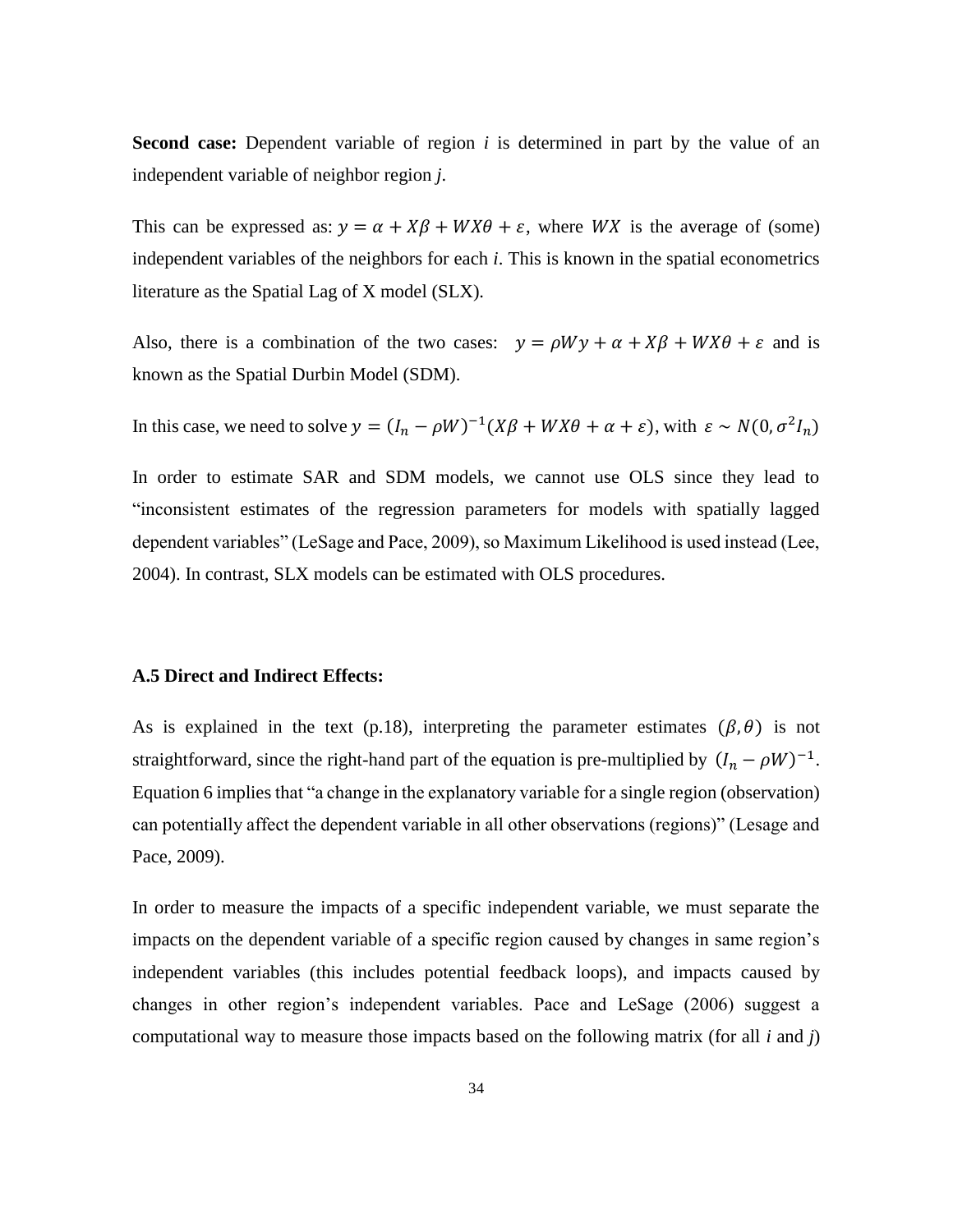**Second case:** Dependent variable of region *i* is determined in part by the value of an independent variable of neighbor region *j*.

This can be expressed as: $y = \alpha + X\beta + WX\theta + \varepsilon$, where $WX$ is the average of (some) independent variables of the neighbors for each *i*. This is known in the spatial econometrics literature as the Spatial Lag of X model (SLX).

Also, there is a combination of the two cases: $y = \rho Wy + \alpha + X\beta + WX\theta + \varepsilon$ and is known as the Spatial Durbin Model (SDM).

In this case, we need to solve $y = (I_n - \rho W)^{-1}(X\beta + WX\theta + \alpha + \varepsilon)$, with $\varepsilon \sim N(0, \sigma^2 I_n)$

In order to estimate SAR and SDM models, we cannot use OLS since they lead to "inconsistent estimates of the regression parameters for models with spatially lagged dependent variables" (LeSage and Pace, 2009), so Maximum Likelihood is used instead (Lee, 2004). In contrast, SLX models can be estimated with OLS procedures.

### A.5 Direct and Indirect Effects:

As is explained in the text (p.18), interpreting the parameter estimates $(\beta, \theta)$ is not straightforward, since the right-hand part of the equation is pre-multiplied by $(I_n - \rho W)^{-1}$. Equation 6 implies that "a change in the explanatory variable for a single region (observation) can potentially affect the dependent variable in all other observations (regions)" (Lesage and Pace, 2009).

In order to measure the impacts of a specific independent variable, we must separate the impacts on the dependent variable of a specific region caused by changes in same region's independent variables (this includes potential feedback loops), and impacts caused by changes in other region's independent variables. Pace and LeSage (2006) suggest a computational way to measure those impacts based on the following matrix (for all *i* and *j*)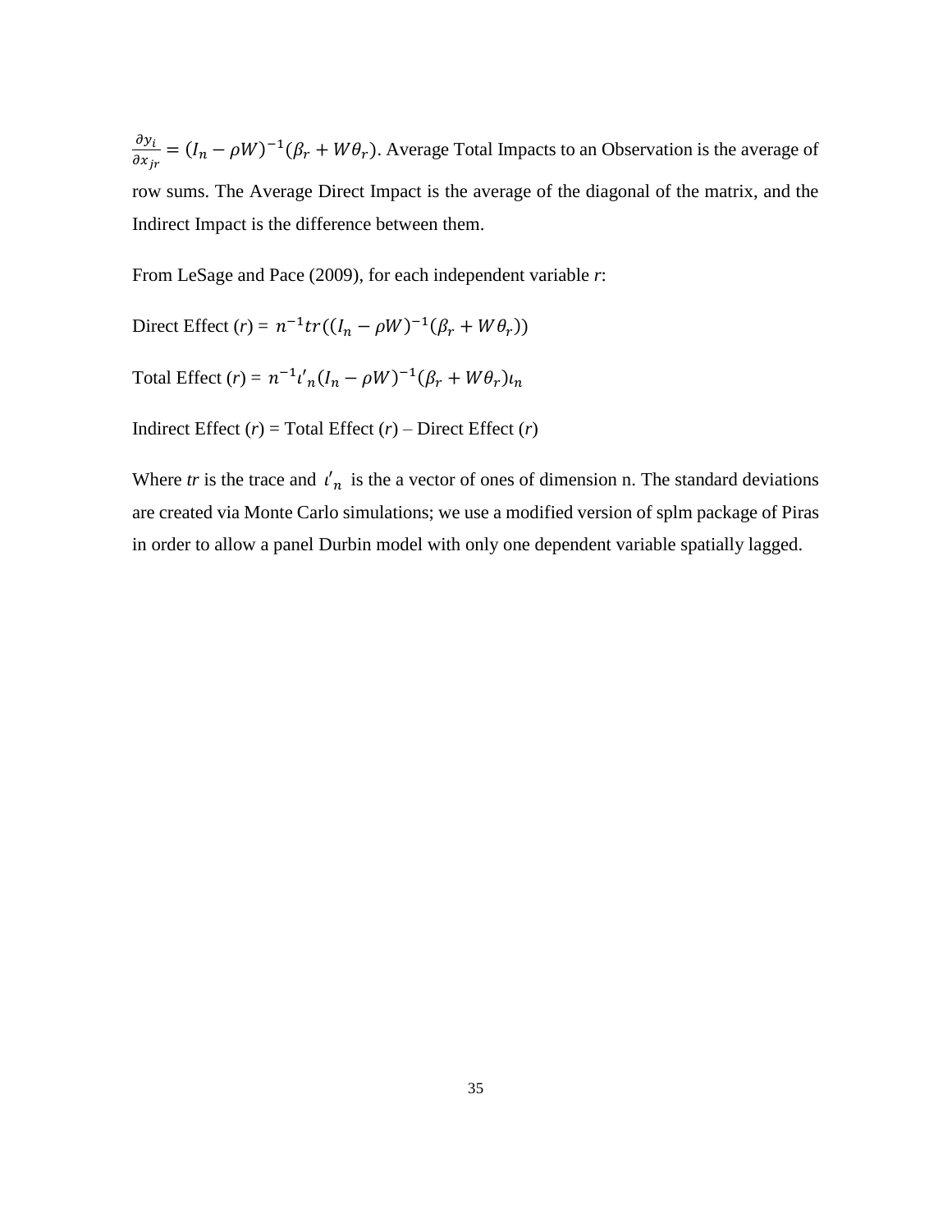$\frac{\partial y_i}{\partial x_{jr}} = (I_n - \rho W)^{-1}(\beta_r + W\theta_r)$. Average Total Impacts to an Observation is the average of row sums. The Average Direct Impact is the average of the diagonal of the matrix, and the Indirect Impact is the difference between them.

From LeSage and Pace (2009), for each independent variable *r*:

Direct Effect (*r*) = $n^{-1}tr((I_n - \rho W)^{-1}(\beta_r + W\theta_r))$

Total Effect (*r*) = $n^{-1}\iota'_n(I_n - \rho W)^{-1}(\beta_r + W\theta_r)\iota_n$

Indirect Effect (*r*) = Total Effect (*r*) – Direct Effect (*r*)

Where *tr* is the trace and $\iota'_n$ is the a vector of ones of dimension n. The standard deviations are created via Monte Carlo simulations; we use a modified version of splm package of Piras in order to allow a panel Durbin model with only one dependent variable spatially lagged.